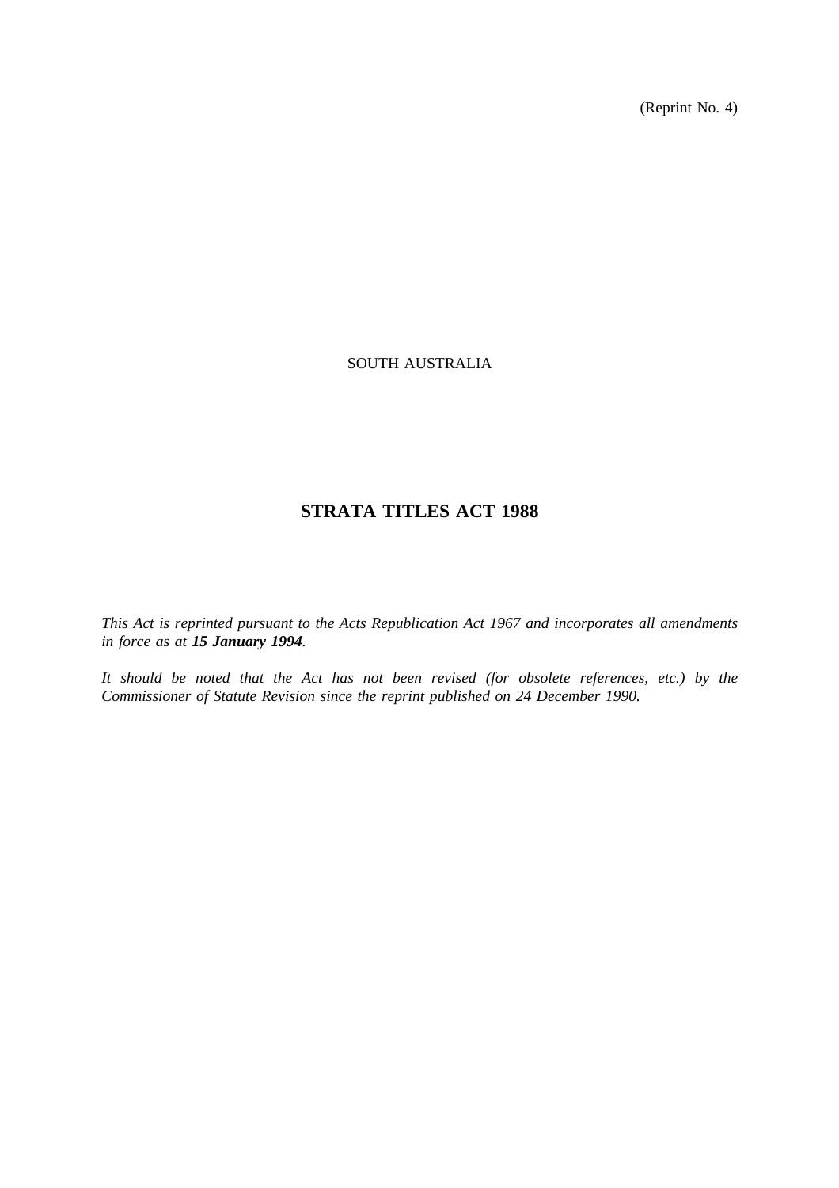(Reprint No. 4)

SOUTH AUSTRALIA

# STRATA TITLES ACT 1988

*This Act is reprinted pursuant to the Acts Republication Act 1967 and incorporates all amendments in force as at **15 January 1994**.*

*It should be noted that the Act has not been revised (for obsolete references, etc.) by the Commissioner of Statute Revision since the reprint published on 24 December 1990.*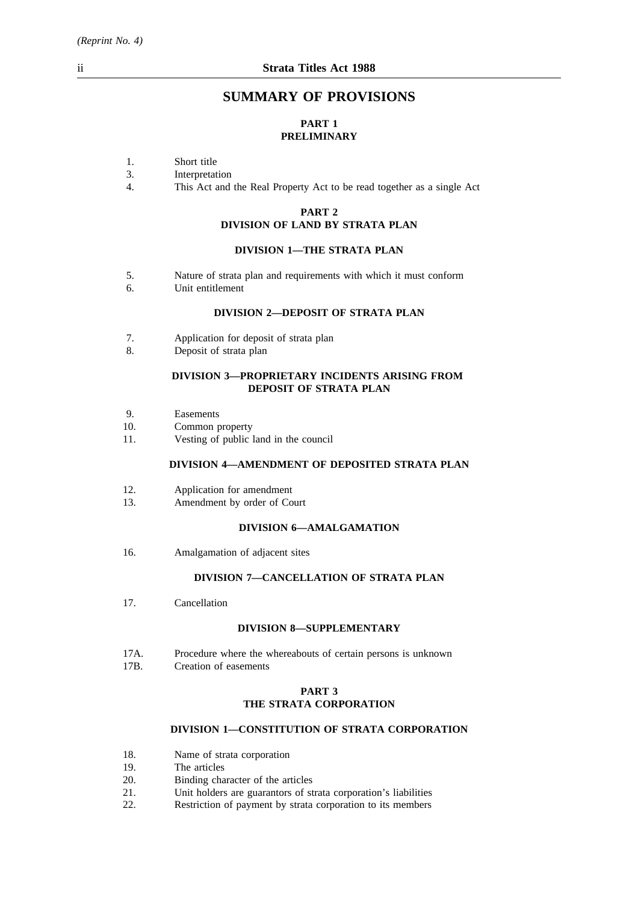*(Reprint No. 4)*

# SUMMARY OF PROVISIONS

## PART 1
## PRELIMINARY

1. Short title
3. Interpretation
4. This Act and the Real Property Act to be read together as a single Act

## PART 2
## DIVISION OF LAND BY STRATA PLAN

### DIVISION 1—THE STRATA PLAN

5. Nature of strata plan and requirements with which it must conform
6. Unit entitlement

### DIVISION 2—DEPOSIT OF STRATA PLAN

7. Application for deposit of strata plan
8. Deposit of strata plan

### DIVISION 3—PROPRIETARY INCIDENTS ARISING FROM DEPOSIT OF STRATA PLAN

9. Easements
10. Common property
11. Vesting of public land in the council

### DIVISION 4—AMENDMENT OF DEPOSITED STRATA PLAN

12. Application for amendment
13. Amendment by order of Court

### DIVISION 6—AMALGAMATION

16. Amalgamation of adjacent sites

### DIVISION 7—CANCELLATION OF STRATA PLAN

17. Cancellation

### DIVISION 8—SUPPLEMENTARY

17A. Procedure where the whereabouts of certain persons is unknown
17B. Creation of easements

## PART 3
## THE STRATA CORPORATION

### DIVISION 1—CONSTITUTION OF STRATA CORPORATION

18. Name of strata corporation
19. The articles
20. Binding character of the articles
21. Unit holders are guarantors of strata corporation's liabilities
22. Restriction of payment by strata corporation to its members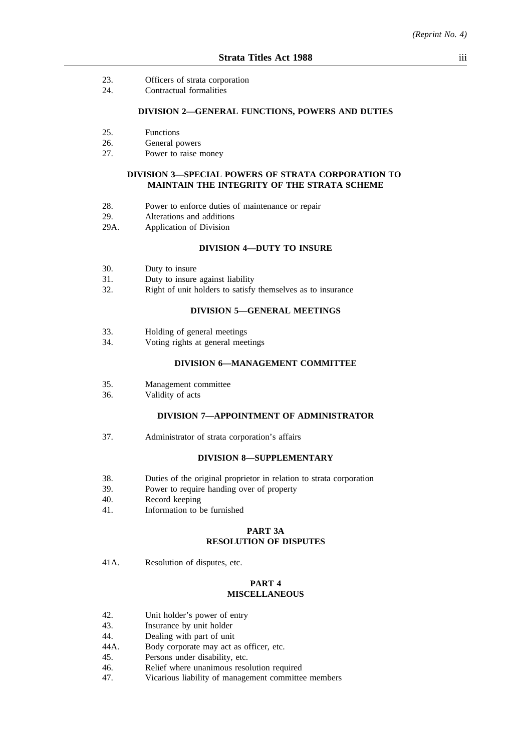23. Officers of strata corporation
24. Contractual formalities

### DIVISION 2—GENERAL FUNCTIONS, POWERS AND DUTIES

25. Functions
26. General powers
27. Power to raise money

### DIVISION 3—SPECIAL POWERS OF STRATA CORPORATION TO MAINTAIN THE INTEGRITY OF THE STRATA SCHEME

28. Power to enforce duties of maintenance or repair
29. Alterations and additions
29A. Application of Division

### DIVISION 4—DUTY TO INSURE

30. Duty to insure
31. Duty to insure against liability
32. Right of unit holders to satisfy themselves as to insurance

### DIVISION 5—GENERAL MEETINGS

33. Holding of general meetings
34. Voting rights at general meetings

### DIVISION 6—MANAGEMENT COMMITTEE

35. Management committee
36. Validity of acts

### DIVISION 7—APPOINTMENT OF ADMINISTRATOR

37. Administrator of strata corporation's affairs

### DIVISION 8—SUPPLEMENTARY

38. Duties of the original proprietor in relation to strata corporation
39. Power to require handing over of property
40. Record keeping
41. Information to be furnished

## PART 3A
## RESOLUTION OF DISPUTES

41A. Resolution of disputes, etc.

## PART 4
## MISCELLANEOUS

42. Unit holder's power of entry
43. Insurance by unit holder
44. Dealing with part of unit
44A. Body corporate may act as officer, etc.
45. Persons under disability, etc.
46. Relief where unanimous resolution required
47. Vicarious liability of management committee members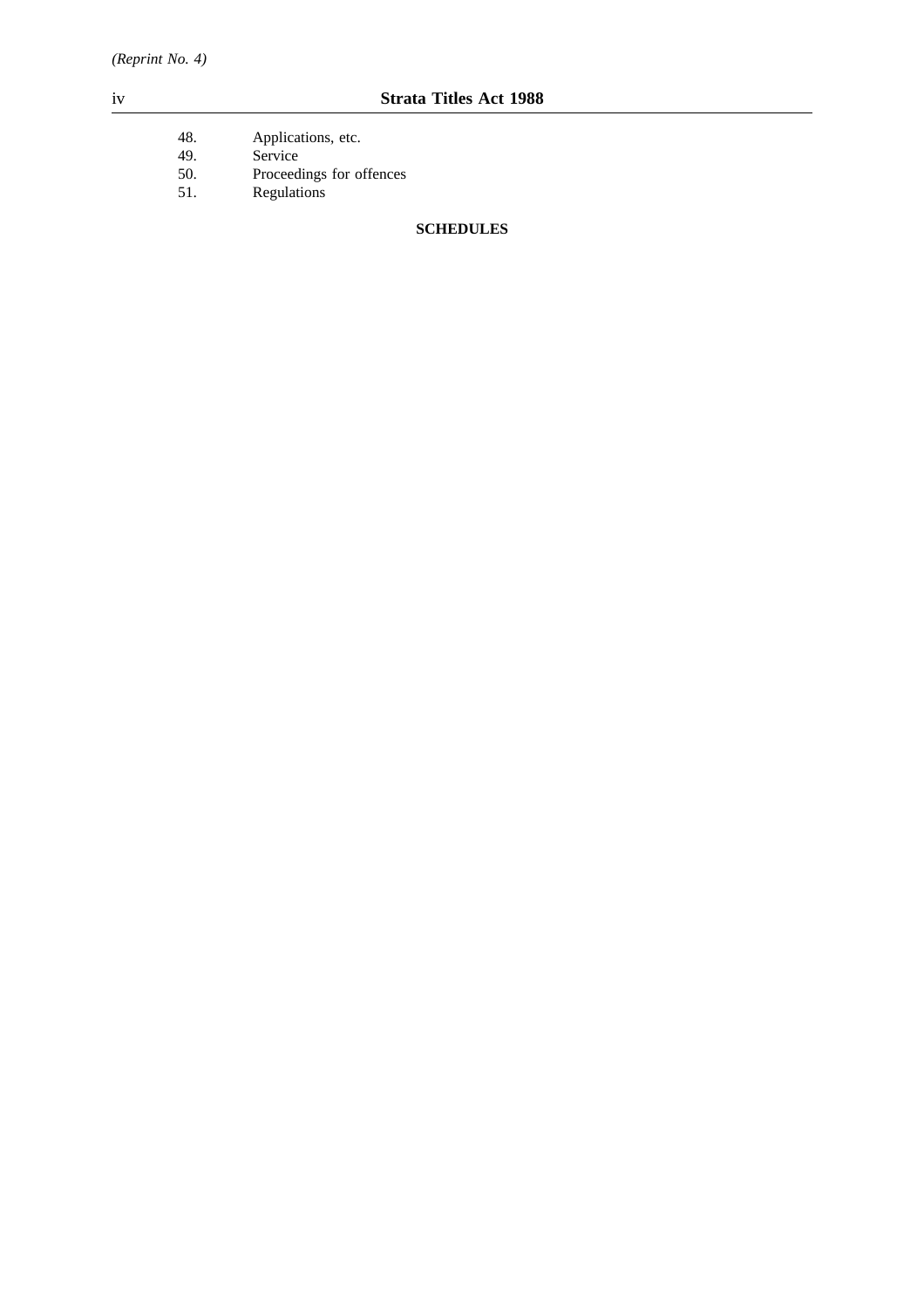48. Applications, etc.
49. Service
50. Proceedings for offences
51. Regulations

**SCHEDULES**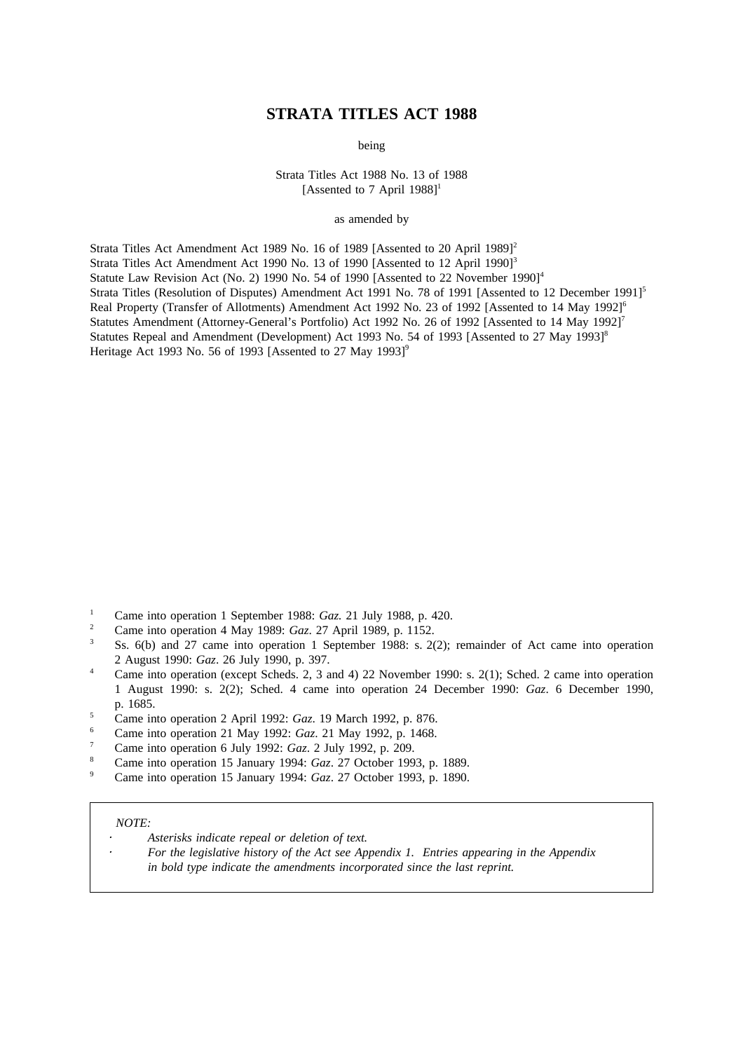# STRATA TITLES ACT 1988

being

Strata Titles Act 1988 No. 13 of 1988
[Assented to 7 April 1988][1]

as amended by

Strata Titles Act Amendment Act 1989 No. 16 of 1989 [Assented to 20 April 1989][2]
Strata Titles Act Amendment Act 1990 No. 13 of 1990 [Assented to 12 April 1990][3]
Statute Law Revision Act (No. 2) 1990 No. 54 of 1990 [Assented to 22 November 1990][4]
Strata Titles (Resolution of Disputes) Amendment Act 1991 No. 78 of 1991 [Assented to 12 December 1991][5]
Real Property (Transfer of Allotments) Amendment Act 1992 No. 23 of 1992 [Assented to 14 May 1992][6]
Statutes Amendment (Attorney-General's Portfolio) Act 1992 No. 26 of 1992 [Assented to 14 May 1992][7]
Statutes Repeal and Amendment (Development) Act 1993 No. 54 of 1993 [Assented to 27 May 1993][8]
Heritage Act 1993 No. 56 of 1993 [Assented to 27 May 1993][9]

[1] Came into operation 1 September 1988: *Gaz.* 21 July 1988, p. 420.
[2] Came into operation 4 May 1989: *Gaz*. 27 April 1989, p. 1152.
[3] Ss. 6(b) and 27 came into operation 1 September 1988: s. 2(2); remainder of Act came into operation 2 August 1990: *Gaz*. 26 July 1990, p. 397.
[4] Came into operation (except Scheds. 2, 3 and 4) 22 November 1990: s. 2(1); Sched. 2 came into operation 1 August 1990: s. 2(2); Sched. 4 came into operation 24 December 1990: *Gaz*. 6 December 1990, p. 1685.
[5] Came into operation 2 April 1992: *Gaz*. 19 March 1992, p. 876.
[6] Came into operation 21 May 1992: *Gaz*. 21 May 1992, p. 1468.
[7] Came into operation 6 July 1992: *Gaz*. 2 July 1992, p. 209.
[8] Came into operation 15 January 1994: *Gaz*. 27 October 1993, p. 1889.
[9] Came into operation 15 January 1994: *Gaz*. 27 October 1993, p. 1890.

*NOTE:*

- *Asterisks indicate repeal or deletion of text.*
- *For the legislative history of the Act see Appendix 1. Entries appearing in the Appendix in bold type indicate the amendments incorporated since the last reprint.*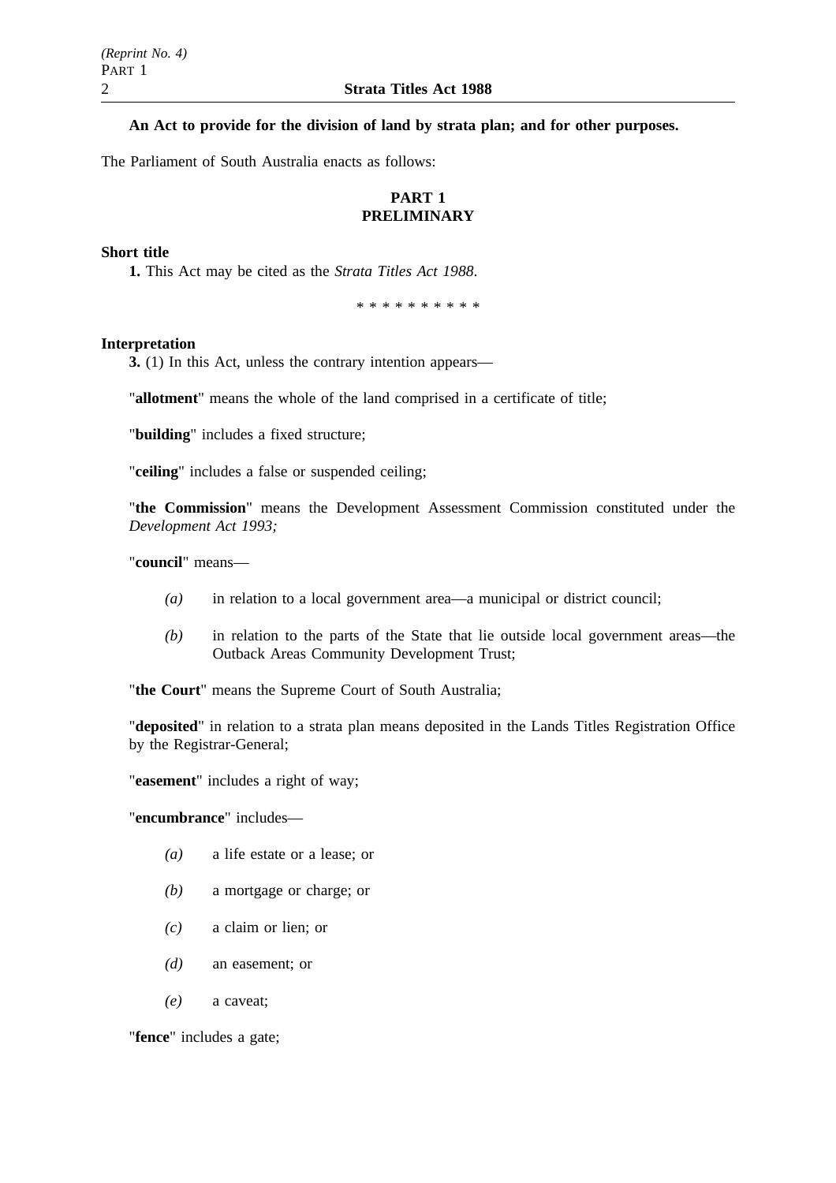**An Act to provide for the division of land by strata plan; and for other purposes.**

The Parliament of South Australia enacts as follows:

## PART 1
## PRELIMINARY

**Short title**

**1.** This Act may be cited as the *Strata Titles Act 1988*.

\* \* \* \* \* \* \* \* \* \*

**Interpretation**

**3.** (1) In this Act, unless the contrary intention appears—

"**allotment**" means the whole of the land comprised in a certificate of title;

"**building**" includes a fixed structure;

"**ceiling**" includes a false or suspended ceiling;

"**the Commission**" means the Development Assessment Commission constituted under the *Development Act 1993;*

"**council**" means—

- *(a)* in relation to a local government area—a municipal or district council;
- *(b)* in relation to the parts of the State that lie outside local government areas—the Outback Areas Community Development Trust;

"**the Court**" means the Supreme Court of South Australia;

"**deposited**" in relation to a strata plan means deposited in the Lands Titles Registration Office by the Registrar-General;

"**easement**" includes a right of way;

"**encumbrance**" includes—

- *(a)* a life estate or a lease; or
- *(b)* a mortgage or charge; or
- *(c)* a claim or lien; or
- *(d)* an easement; or
- *(e)* a caveat;

"**fence**" includes a gate;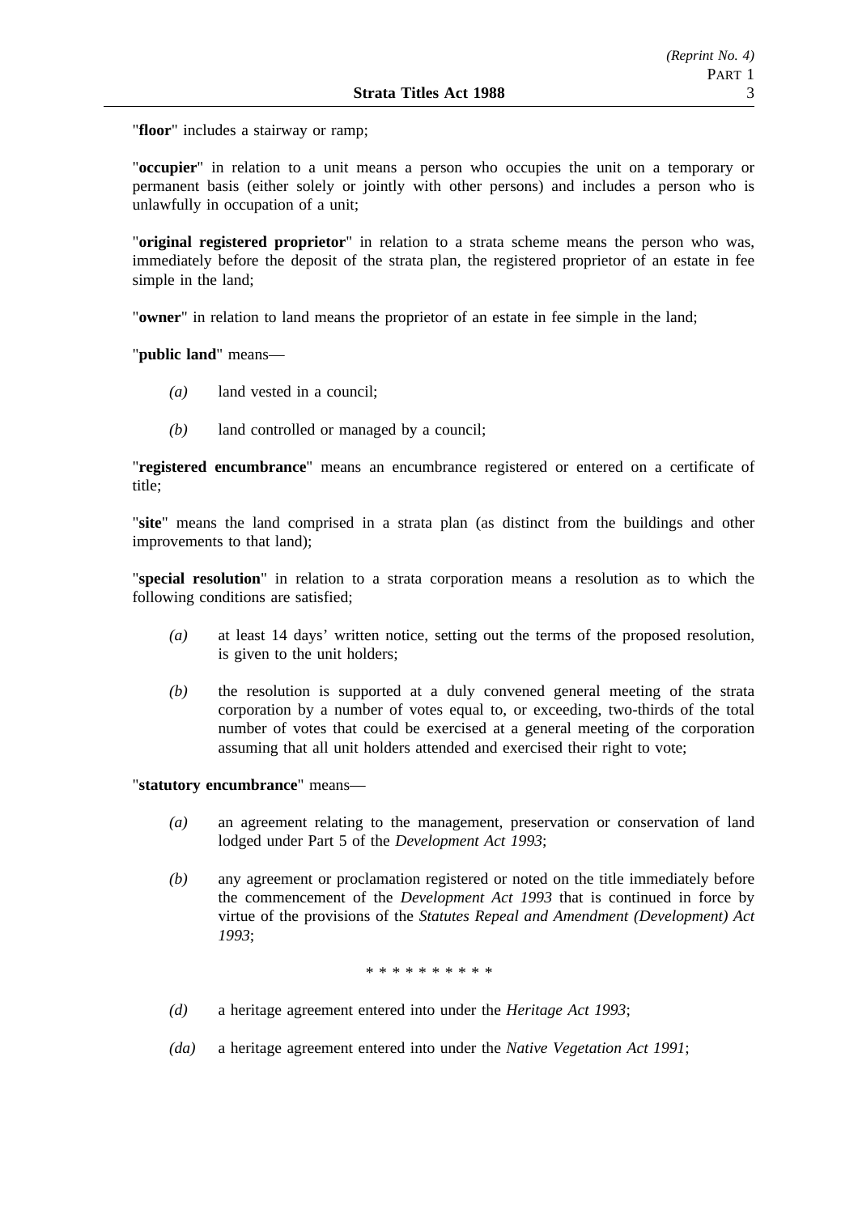"**floor**" includes a stairway or ramp;

"**occupier**" in relation to a unit means a person who occupies the unit on a temporary or permanent basis (either solely or jointly with other persons) and includes a person who is unlawfully in occupation of a unit;

"**original registered proprietor**" in relation to a strata scheme means the person who was, immediately before the deposit of the strata plan, the registered proprietor of an estate in fee simple in the land;

"**owner**" in relation to land means the proprietor of an estate in fee simple in the land;

"**public land**" means—

*(a)* land vested in a council;

*(b)* land controlled or managed by a council;

"**registered encumbrance**" means an encumbrance registered or entered on a certificate of title;

"**site**" means the land comprised in a strata plan (as distinct from the buildings and other improvements to that land);

"**special resolution**" in relation to a strata corporation means a resolution as to which the following conditions are satisfied;

*(a)* at least 14 days' written notice, setting out the terms of the proposed resolution, is given to the unit holders;

*(b)* the resolution is supported at a duly convened general meeting of the strata corporation by a number of votes equal to, or exceeding, two-thirds of the total number of votes that could be exercised at a general meeting of the corporation assuming that all unit holders attended and exercised their right to vote;

"**statutory encumbrance**" means—

*(a)* an agreement relating to the management, preservation or conservation of land lodged under Part 5 of the *Development Act 1993*;

*(b)* any agreement or proclamation registered or noted on the title immediately before the commencement of the *Development Act 1993* that is continued in force by virtue of the provisions of the *Statutes Repeal and Amendment (Development) Act 1993*;

* * * * * * * * * *

*(d)* a heritage agreement entered into under the *Heritage Act 1993*;

*(da)* a heritage agreement entered into under the *Native Vegetation Act 1991*;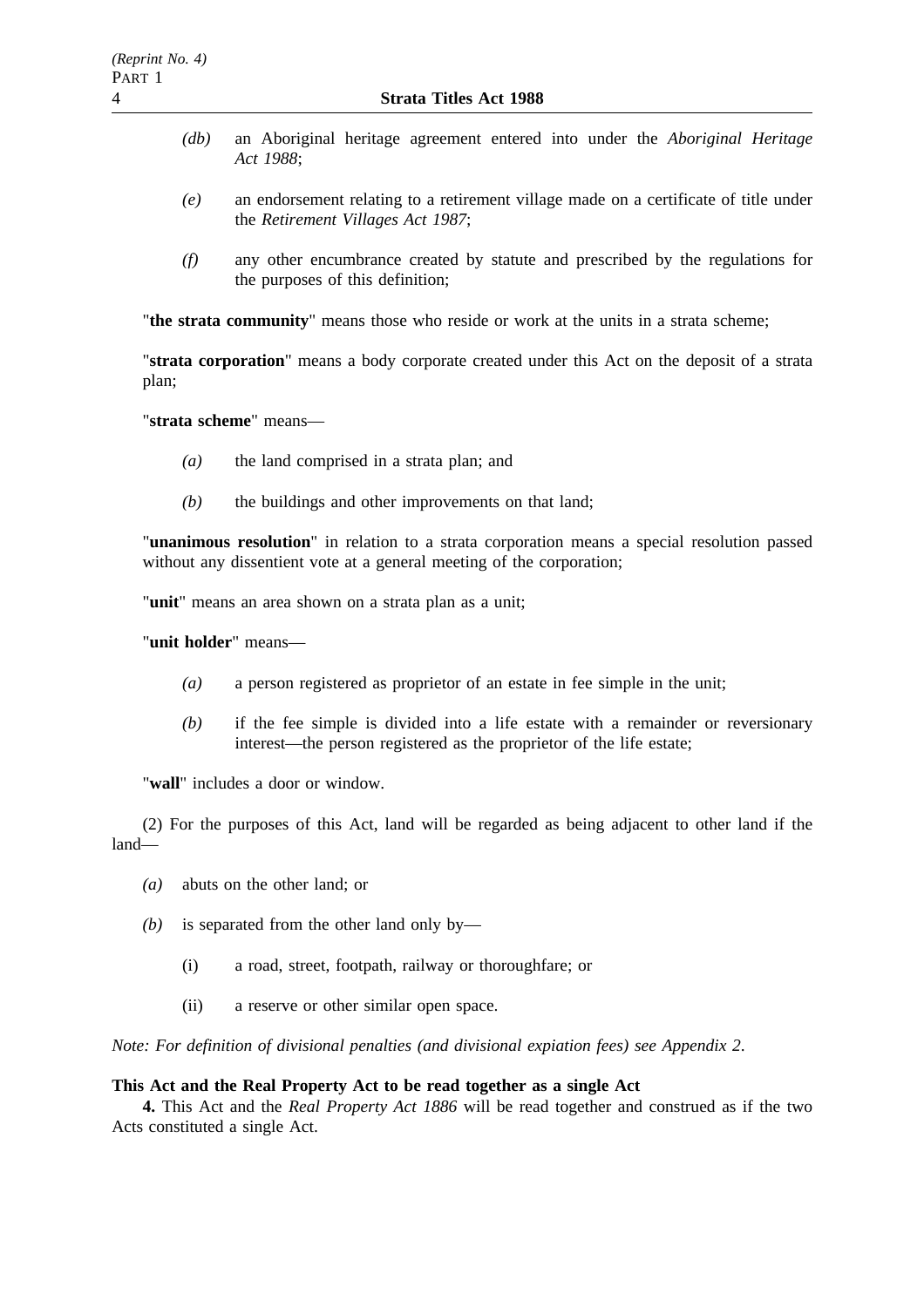*(db)* an Aboriginal heritage agreement entered into under the *Aboriginal Heritage Act 1988*;

*(e)* an endorsement relating to a retirement village made on a certificate of title under the *Retirement Villages Act 1987*;

*(f)* any other encumbrance created by statute and prescribed by the regulations for the purposes of this definition;

"**the strata community**" means those who reside or work at the units in a strata scheme;

"**strata corporation**" means a body corporate created under this Act on the deposit of a strata plan;

"**strata scheme**" means—

*(a)* the land comprised in a strata plan; and

*(b)* the buildings and other improvements on that land;

"**unanimous resolution**" in relation to a strata corporation means a special resolution passed without any dissentient vote at a general meeting of the corporation;

"**unit**" means an area shown on a strata plan as a unit;

"**unit holder**" means—

*(a)* a person registered as proprietor of an estate in fee simple in the unit;

*(b)* if the fee simple is divided into a life estate with a remainder or reversionary interest—the person registered as the proprietor of the life estate;

"**wall**" includes a door or window.

(2) For the purposes of this Act, land will be regarded as being adjacent to other land if the land—

*(a)* abuts on the other land; or

*(b)* is separated from the other land only by—

(i) a road, street, footpath, railway or thoroughfare; or

(ii) a reserve or other similar open space.

*Note: For definition of divisional penalties (and divisional expiation fees) see Appendix 2.*

**This Act and the Real Property Act to be read together as a single Act**

**4.** This Act and the *Real Property Act 1886* will be read together and construed as if the two Acts constituted a single Act.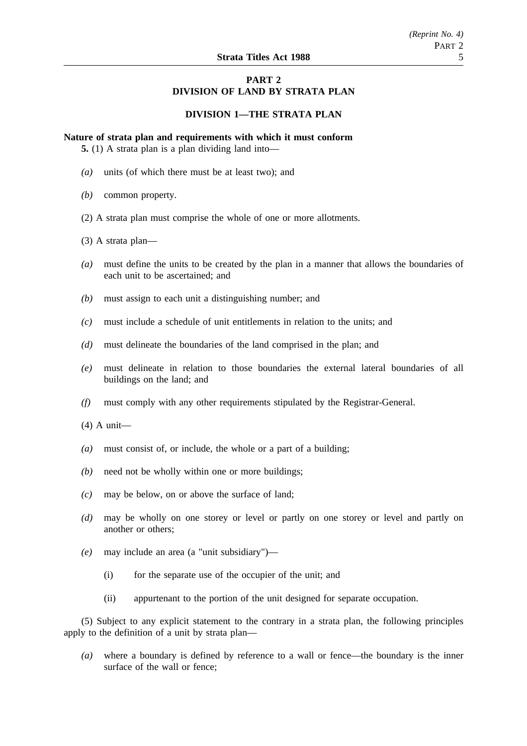# PART 2
# DIVISION OF LAND BY STRATA PLAN

## DIVISION 1—THE STRATA PLAN

### Nature of strata plan and requirements with which it must conform

**5.** (1) A strata plan is a plan dividing land into—

*(a)* units (of which there must be at least two); and

*(b)* common property.

(2) A strata plan must comprise the whole of one or more allotments.

(3) A strata plan—

*(a)* must define the units to be created by the plan in a manner that allows the boundaries of each unit to be ascertained; and

*(b)* must assign to each unit a distinguishing number; and

*(c)* must include a schedule of unit entitlements in relation to the units; and

*(d)* must delineate the boundaries of the land comprised in the plan; and

*(e)* must delineate in relation to those boundaries the external lateral boundaries of all buildings on the land; and

*(f)* must comply with any other requirements stipulated by the Registrar-General.

(4) A unit—

*(a)* must consist of, or include, the whole or a part of a building;

*(b)* need not be wholly within one or more buildings;

*(c)* may be below, on or above the surface of land;

*(d)* may be wholly on one storey or level or partly on one storey or level and partly on another or others;

*(e)* may include an area (a "unit subsidiary")—

(i) for the separate use of the occupier of the unit; and

(ii) appurtenant to the portion of the unit designed for separate occupation.

(5) Subject to any explicit statement to the contrary in a strata plan, the following principles apply to the definition of a unit by strata plan—

*(a)* where a boundary is defined by reference to a wall or fence—the boundary is the inner surface of the wall or fence;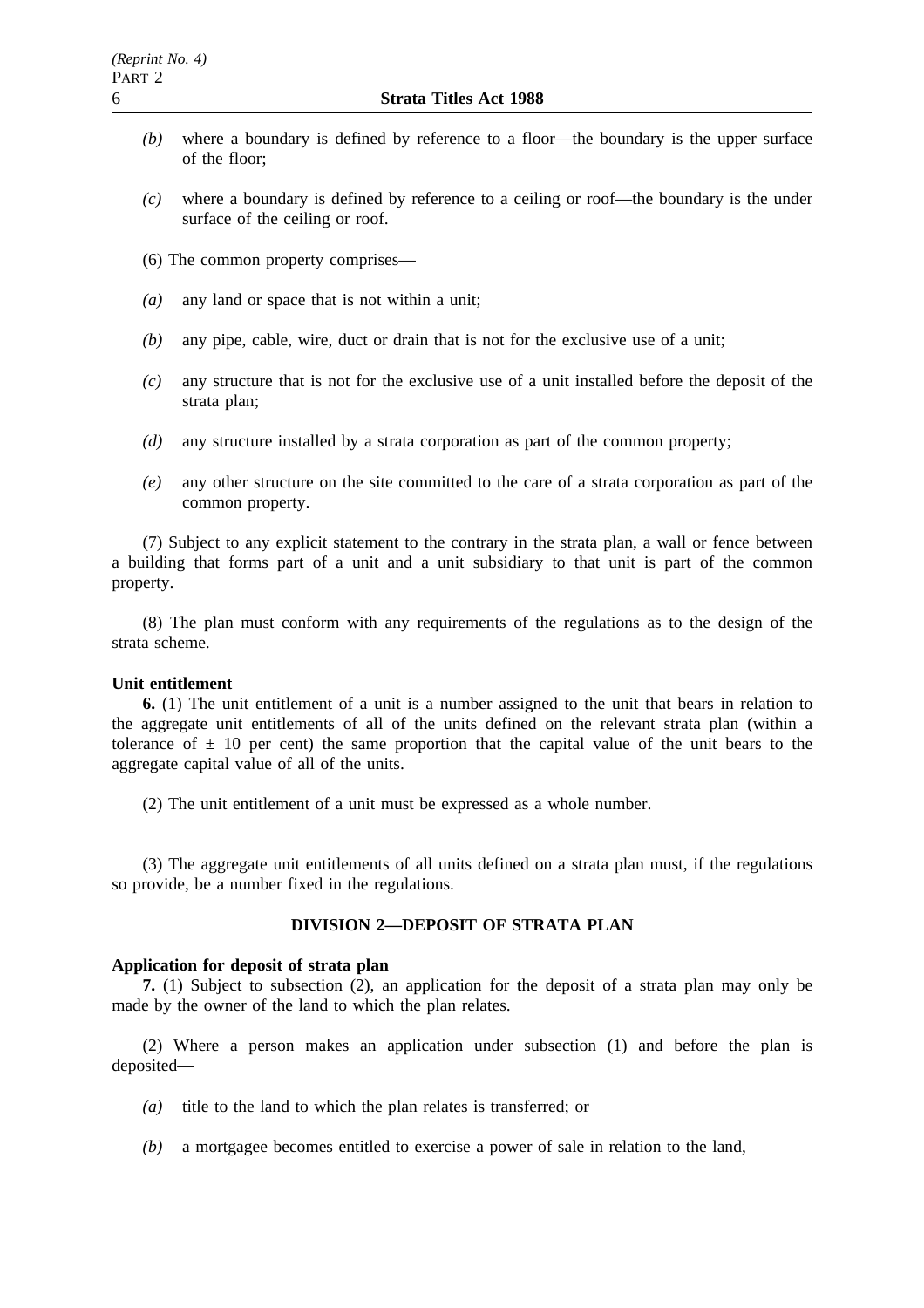*(b)* where a boundary is defined by reference to a floor—the boundary is the upper surface of the floor;

*(c)* where a boundary is defined by reference to a ceiling or roof—the boundary is the under surface of the ceiling or roof.

(6) The common property comprises—

*(a)* any land or space that is not within a unit;

*(b)* any pipe, cable, wire, duct or drain that is not for the exclusive use of a unit;

*(c)* any structure that is not for the exclusive use of a unit installed before the deposit of the strata plan;

*(d)* any structure installed by a strata corporation as part of the common property;

*(e)* any other structure on the site committed to the care of a strata corporation as part of the common property.

(7) Subject to any explicit statement to the contrary in the strata plan, a wall or fence between a building that forms part of a unit and a unit subsidiary to that unit is part of the common property.

(8) The plan must conform with any requirements of the regulations as to the design of the strata scheme.

**Unit entitlement**

**6.** (1) The unit entitlement of a unit is a number assigned to the unit that bears in relation to the aggregate unit entitlements of all of the units defined on the relevant strata plan (within a tolerance of ± 10 per cent) the same proportion that the capital value of the unit bears to the aggregate capital value of all of the units.

(2) The unit entitlement of a unit must be expressed as a whole number.

(3) The aggregate unit entitlements of all units defined on a strata plan must, if the regulations so provide, be a number fixed in the regulations.

## DIVISION 2—DEPOSIT OF STRATA PLAN

**Application for deposit of strata plan**

**7.** (1) Subject to subsection (2), an application for the deposit of a strata plan may only be made by the owner of the land to which the plan relates.

(2) Where a person makes an application under subsection (1) and before the plan is deposited—

*(a)* title to the land to which the plan relates is transferred; or

*(b)* a mortgagee becomes entitled to exercise a power of sale in relation to the land,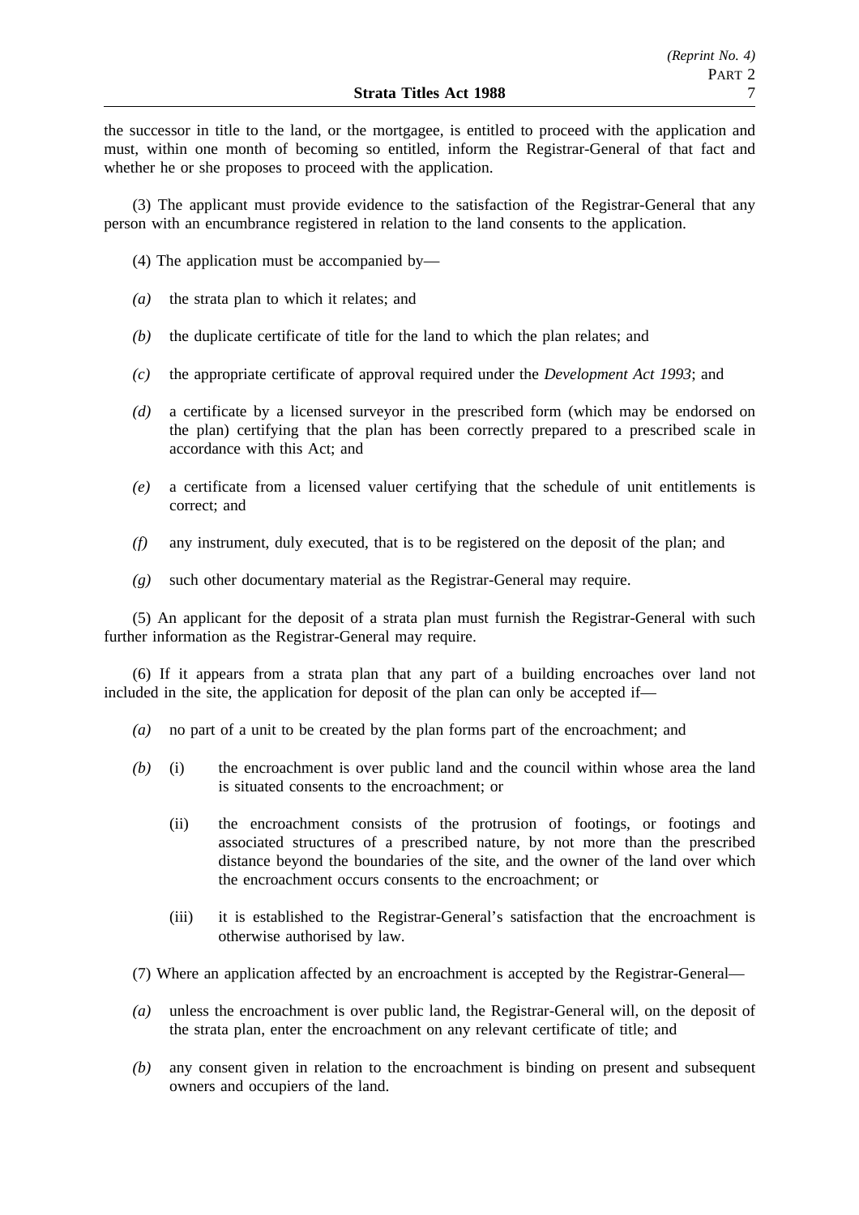the successor in title to the land, or the mortgagee, is entitled to proceed with the application and must, within one month of becoming so entitled, inform the Registrar-General of that fact and whether he or she proposes to proceed with the application.

(3) The applicant must provide evidence to the satisfaction of the Registrar-General that any person with an encumbrance registered in relation to the land consents to the application.

(4) The application must be accompanied by—

*(a)* the strata plan to which it relates; and

*(b)* the duplicate certificate of title for the land to which the plan relates; and

*(c)* the appropriate certificate of approval required under the *Development Act 1993*; and

*(d)* a certificate by a licensed surveyor in the prescribed form (which may be endorsed on the plan) certifying that the plan has been correctly prepared to a prescribed scale in accordance with this Act; and

*(e)* a certificate from a licensed valuer certifying that the schedule of unit entitlements is correct; and

*(f)* any instrument, duly executed, that is to be registered on the deposit of the plan; and

*(g)* such other documentary material as the Registrar-General may require.

(5) An applicant for the deposit of a strata plan must furnish the Registrar-General with such further information as the Registrar-General may require.

(6) If it appears from a strata plan that any part of a building encroaches over land not included in the site, the application for deposit of the plan can only be accepted if—

*(a)* no part of a unit to be created by the plan forms part of the encroachment; and

*(b)* (i) the encroachment is over public land and the council within whose area the land is situated consents to the encroachment; or

(ii) the encroachment consists of the protrusion of footings, or footings and associated structures of a prescribed nature, by not more than the prescribed distance beyond the boundaries of the site, and the owner of the land over which the encroachment occurs consents to the encroachment; or

(iii) it is established to the Registrar-General's satisfaction that the encroachment is otherwise authorised by law.

(7) Where an application affected by an encroachment is accepted by the Registrar-General—

*(a)* unless the encroachment is over public land, the Registrar-General will, on the deposit of the strata plan, enter the encroachment on any relevant certificate of title; and

*(b)* any consent given in relation to the encroachment is binding on present and subsequent owners and occupiers of the land.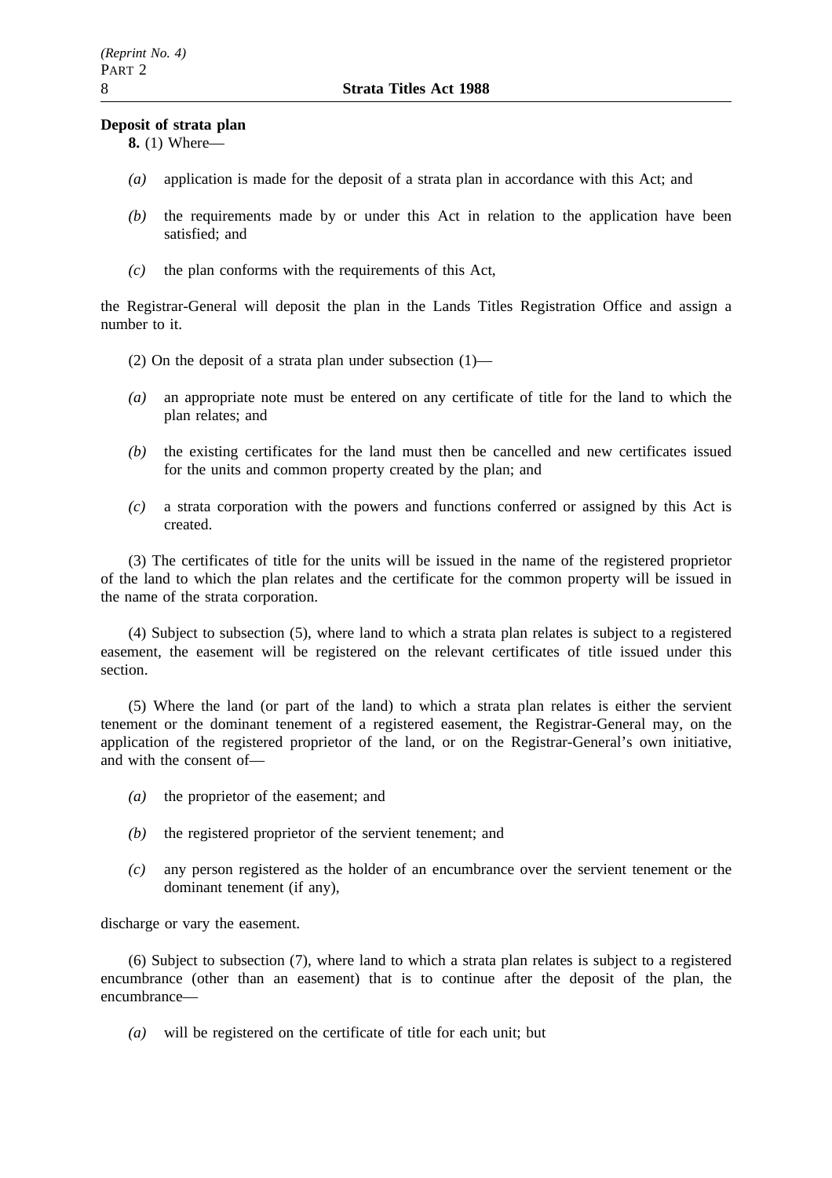**Deposit of strata plan**

**8.** (1) Where—

*(a)* application is made for the deposit of a strata plan in accordance with this Act; and

*(b)* the requirements made by or under this Act in relation to the application have been satisfied; and

*(c)* the plan conforms with the requirements of this Act,

the Registrar-General will deposit the plan in the Lands Titles Registration Office and assign a number to it.

(2) On the deposit of a strata plan under subsection (1)—

*(a)* an appropriate note must be entered on any certificate of title for the land to which the plan relates; and

*(b)* the existing certificates for the land must then be cancelled and new certificates issued for the units and common property created by the plan; and

*(c)* a strata corporation with the powers and functions conferred or assigned by this Act is created.

(3) The certificates of title for the units will be issued in the name of the registered proprietor of the land to which the plan relates and the certificate for the common property will be issued in the name of the strata corporation.

(4) Subject to subsection (5), where land to which a strata plan relates is subject to a registered easement, the easement will be registered on the relevant certificates of title issued under this section.

(5) Where the land (or part of the land) to which a strata plan relates is either the servient tenement or the dominant tenement of a registered easement, the Registrar-General may, on the application of the registered proprietor of the land, or on the Registrar-General's own initiative, and with the consent of—

*(a)* the proprietor of the easement; and

*(b)* the registered proprietor of the servient tenement; and

*(c)* any person registered as the holder of an encumbrance over the servient tenement or the dominant tenement (if any),

discharge or vary the easement.

(6) Subject to subsection (7), where land to which a strata plan relates is subject to a registered encumbrance (other than an easement) that is to continue after the deposit of the plan, the encumbrance—

*(a)* will be registered on the certificate of title for each unit; but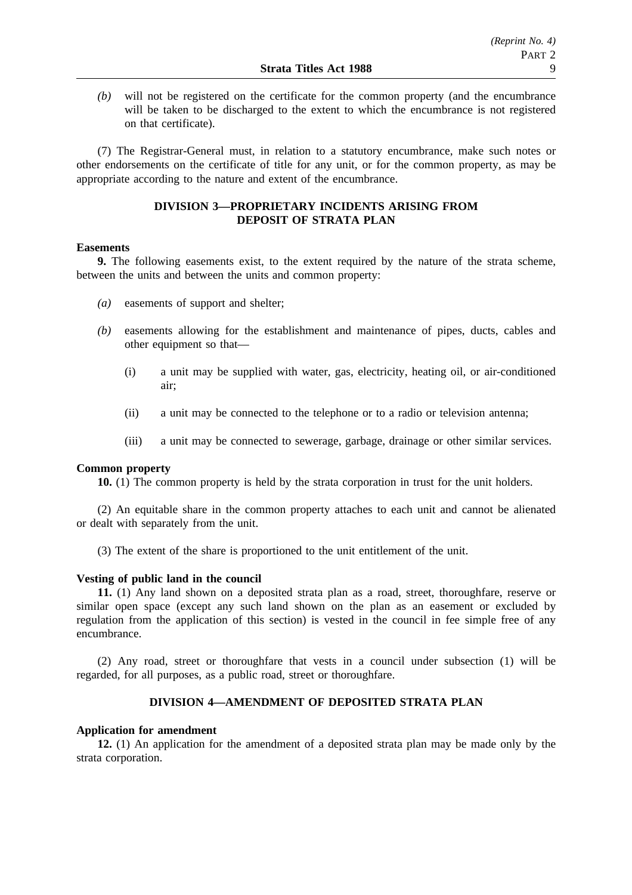*(b)* will not be registered on the certificate for the common property (and the encumbrance will be taken to be discharged to the extent to which the encumbrance is not registered on that certificate).

(7) The Registrar-General must, in relation to a statutory encumbrance, make such notes or other endorsements on the certificate of title for any unit, or for the common property, as may be appropriate according to the nature and extent of the encumbrance.

## DIVISION 3—PROPRIETARY INCIDENTS ARISING FROM DEPOSIT OF STRATA PLAN

**Easements**

**9.** The following easements exist, to the extent required by the nature of the strata scheme, between the units and between the units and common property:

*(a)* easements of support and shelter;

*(b)* easements allowing for the establishment and maintenance of pipes, ducts, cables and other equipment so that—

(i) a unit may be supplied with water, gas, electricity, heating oil, or air-conditioned air;

(ii) a unit may be connected to the telephone or to a radio or television antenna;

(iii) a unit may be connected to sewerage, garbage, drainage or other similar services.

**Common property**

**10.** (1) The common property is held by the strata corporation in trust for the unit holders.

(2) An equitable share in the common property attaches to each unit and cannot be alienated or dealt with separately from the unit.

(3) The extent of the share is proportioned to the unit entitlement of the unit.

**Vesting of public land in the council**

**11.** (1) Any land shown on a deposited strata plan as a road, street, thoroughfare, reserve or similar open space (except any such land shown on the plan as an easement or excluded by regulation from the application of this section) is vested in the council in fee simple free of any encumbrance.

(2) Any road, street or thoroughfare that vests in a council under subsection (1) will be regarded, for all purposes, as a public road, street or thoroughfare.

## DIVISION 4—AMENDMENT OF DEPOSITED STRATA PLAN

**Application for amendment**

**12.** (1) An application for the amendment of a deposited strata plan may be made only by the strata corporation.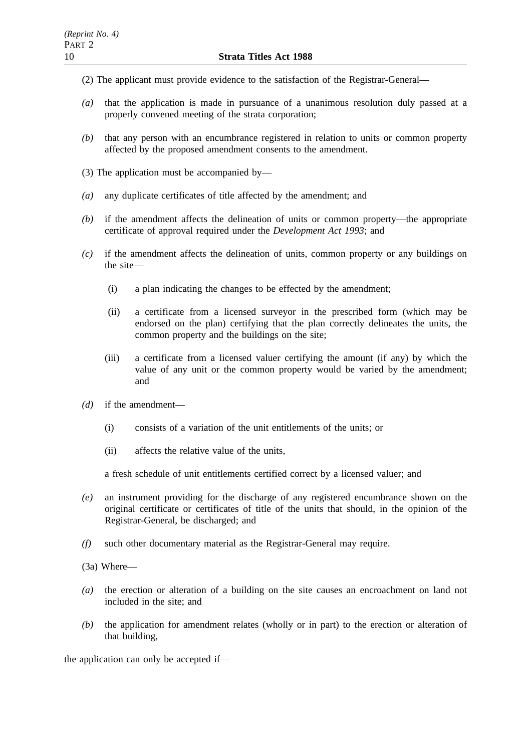(2) The applicant must provide evidence to the satisfaction of the Registrar-General—

*(a)* that the application is made in pursuance of a unanimous resolution duly passed at a properly convened meeting of the strata corporation;

*(b)* that any person with an encumbrance registered in relation to units or common property affected by the proposed amendment consents to the amendment.

(3) The application must be accompanied by—

*(a)* any duplicate certificates of title affected by the amendment; and

*(b)* if the amendment affects the delineation of units or common property—the appropriate certificate of approval required under the *Development Act 1993*; and

*(c)* if the amendment affects the delineation of units, common property or any buildings on the site—

(i) a plan indicating the changes to be effected by the amendment;

(ii) a certificate from a licensed surveyor in the prescribed form (which may be endorsed on the plan) certifying that the plan correctly delineates the units, the common property and the buildings on the site;

(iii) a certificate from a licensed valuer certifying the amount (if any) by which the value of any unit or the common property would be varied by the amendment; and

*(d)* if the amendment—

(i) consists of a variation of the unit entitlements of the units; or

(ii) affects the relative value of the units,

a fresh schedule of unit entitlements certified correct by a licensed valuer; and

*(e)* an instrument providing for the discharge of any registered encumbrance shown on the original certificate or certificates of title of the units that should, in the opinion of the Registrar-General, be discharged; and

*(f)* such other documentary material as the Registrar-General may require.

(3a) Where—

*(a)* the erection or alteration of a building on the site causes an encroachment on land not included in the site; and

*(b)* the application for amendment relates (wholly or in part) to the erection or alteration of that building,

the application can only be accepted if—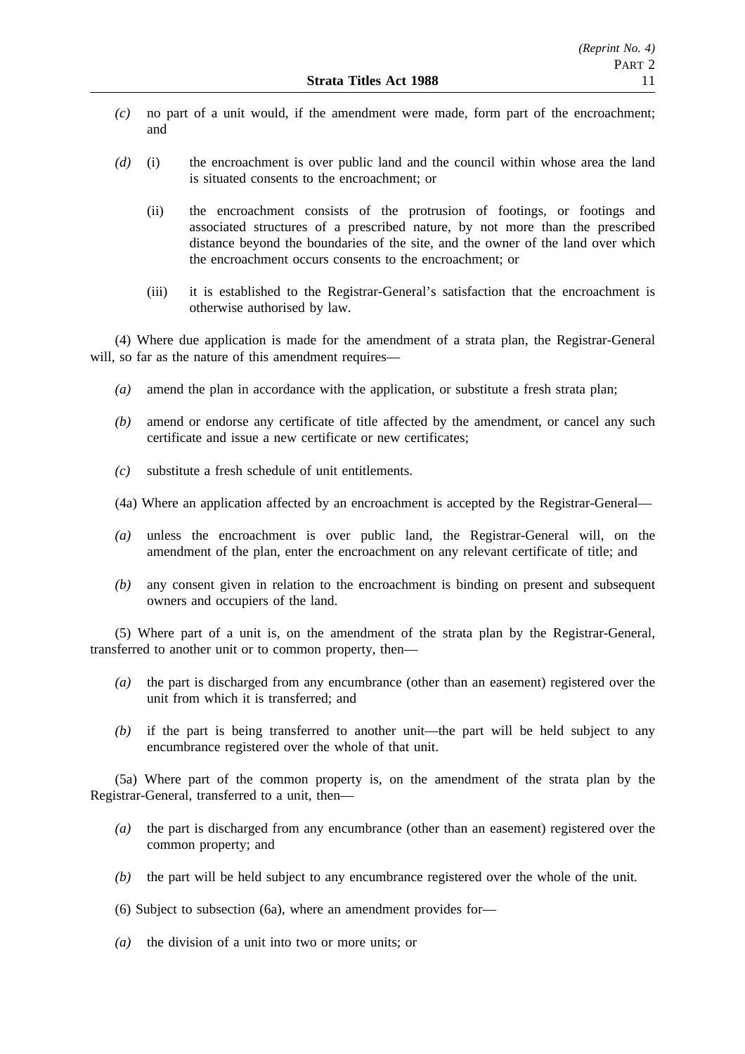*(c)* no part of a unit would, if the amendment were made, form part of the encroachment; and

*(d)* (i) the encroachment is over public land and the council within whose area the land is situated consents to the encroachment; or

(ii) the encroachment consists of the protrusion of footings, or footings and associated structures of a prescribed nature, by not more than the prescribed distance beyond the boundaries of the site, and the owner of the land over which the encroachment occurs consents to the encroachment; or

(iii) it is established to the Registrar-General's satisfaction that the encroachment is otherwise authorised by law.

(4) Where due application is made for the amendment of a strata plan, the Registrar-General will, so far as the nature of this amendment requires—

*(a)* amend the plan in accordance with the application, or substitute a fresh strata plan;

*(b)* amend or endorse any certificate of title affected by the amendment, or cancel any such certificate and issue a new certificate or new certificates;

*(c)* substitute a fresh schedule of unit entitlements.

(4a) Where an application affected by an encroachment is accepted by the Registrar-General—

*(a)* unless the encroachment is over public land, the Registrar-General will, on the amendment of the plan, enter the encroachment on any relevant certificate of title; and

*(b)* any consent given in relation to the encroachment is binding on present and subsequent owners and occupiers of the land.

(5) Where part of a unit is, on the amendment of the strata plan by the Registrar-General, transferred to another unit or to common property, then—

*(a)* the part is discharged from any encumbrance (other than an easement) registered over the unit from which it is transferred; and

*(b)* if the part is being transferred to another unit—the part will be held subject to any encumbrance registered over the whole of that unit.

(5a) Where part of the common property is, on the amendment of the strata plan by the Registrar-General, transferred to a unit, then—

*(a)* the part is discharged from any encumbrance (other than an easement) registered over the common property; and

*(b)* the part will be held subject to any encumbrance registered over the whole of the unit.

(6) Subject to subsection (6a), where an amendment provides for—

*(a)* the division of a unit into two or more units; or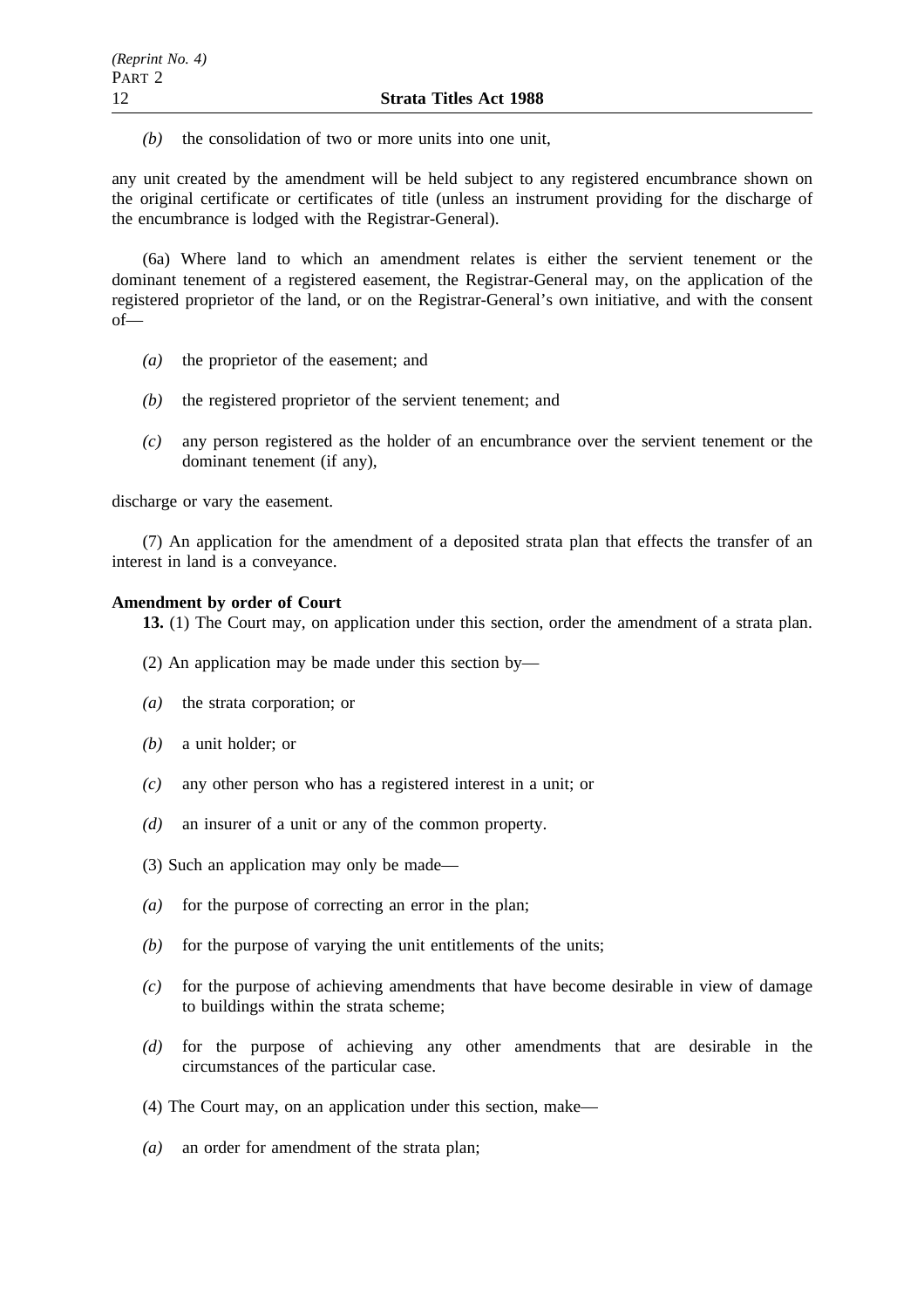*(b)* the consolidation of two or more units into one unit,

any unit created by the amendment will be held subject to any registered encumbrance shown on the original certificate or certificates of title (unless an instrument providing for the discharge of the encumbrance is lodged with the Registrar-General).

(6a) Where land to which an amendment relates is either the servient tenement or the dominant tenement of a registered easement, the Registrar-General may, on the application of the registered proprietor of the land, or on the Registrar-General's own initiative, and with the consent of—

*(a)* the proprietor of the easement; and

*(b)* the registered proprietor of the servient tenement; and

*(c)* any person registered as the holder of an encumbrance over the servient tenement or the dominant tenement (if any),

discharge or vary the easement.

(7) An application for the amendment of a deposited strata plan that effects the transfer of an interest in land is a conveyance.

**Amendment by order of Court**

**13.** (1) The Court may, on application under this section, order the amendment of a strata plan.

(2) An application may be made under this section by—

*(a)* the strata corporation; or

*(b)* a unit holder; or

*(c)* any other person who has a registered interest in a unit; or

*(d)* an insurer of a unit or any of the common property.

(3) Such an application may only be made—

*(a)* for the purpose of correcting an error in the plan;

*(b)* for the purpose of varying the unit entitlements of the units;

*(c)* for the purpose of achieving amendments that have become desirable in view of damage to buildings within the strata scheme;

*(d)* for the purpose of achieving any other amendments that are desirable in the circumstances of the particular case.

(4) The Court may, on an application under this section, make—

*(a)* an order for amendment of the strata plan;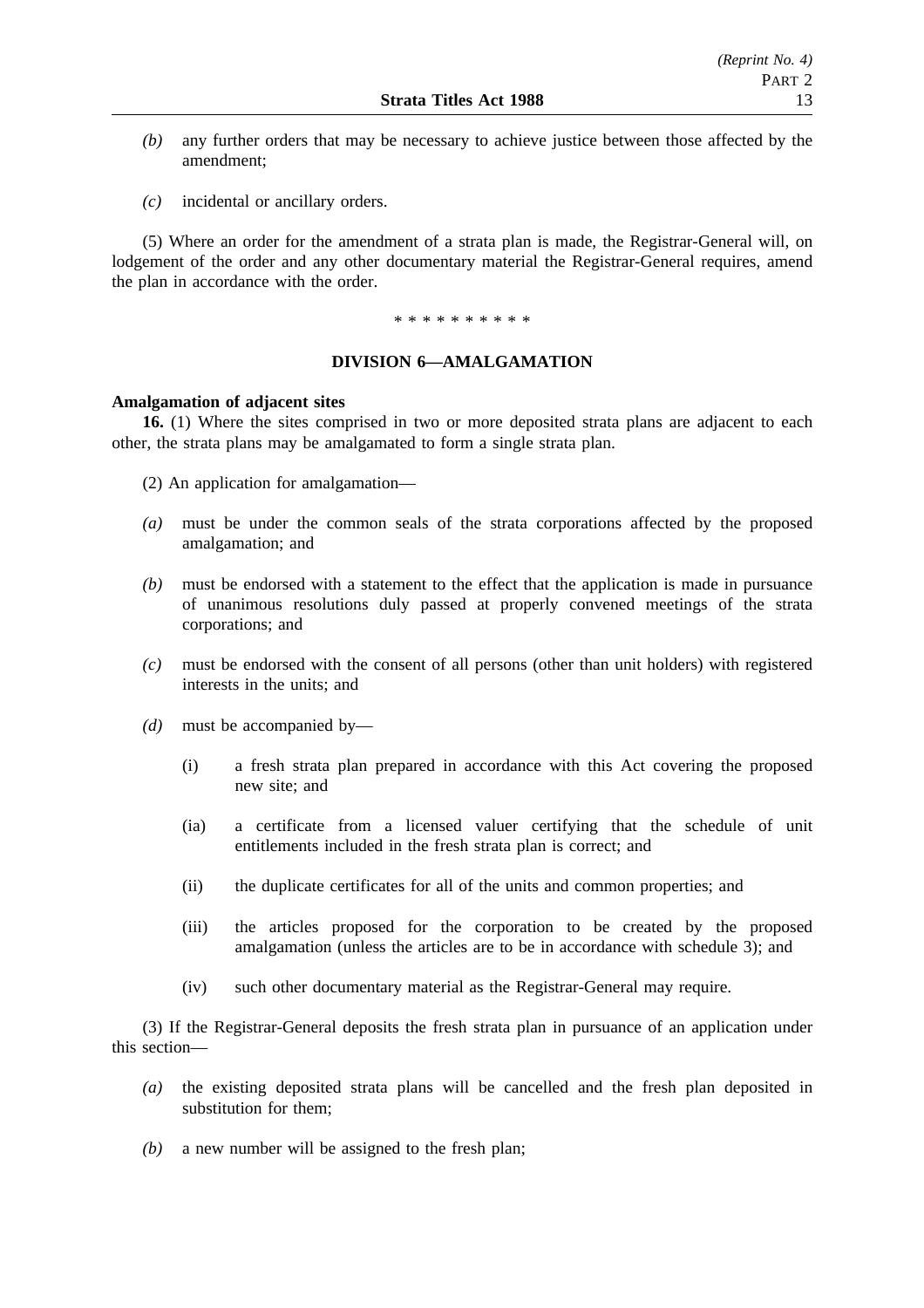*(b)* any further orders that may be necessary to achieve justice between those affected by the amendment;

*(c)* incidental or ancillary orders.

(5) Where an order for the amendment of a strata plan is made, the Registrar-General will, on lodgement of the order and any other documentary material the Registrar-General requires, amend the plan in accordance with the order.

\* \* \* \* \* \* \* \* \* \*

## DIVISION 6—AMALGAMATION

**Amalgamation of adjacent sites**

**16.** (1) Where the sites comprised in two or more deposited strata plans are adjacent to each other, the strata plans may be amalgamated to form a single strata plan.

(2) An application for amalgamation—

*(a)* must be under the common seals of the strata corporations affected by the proposed amalgamation; and

*(b)* must be endorsed with a statement to the effect that the application is made in pursuance of unanimous resolutions duly passed at properly convened meetings of the strata corporations; and

*(c)* must be endorsed with the consent of all persons (other than unit holders) with registered interests in the units; and

*(d)* must be accompanied by—

- (i) a fresh strata plan prepared in accordance with this Act covering the proposed new site; and
- (ia) a certificate from a licensed valuer certifying that the schedule of unit entitlements included in the fresh strata plan is correct; and
- (ii) the duplicate certificates for all of the units and common properties; and
- (iii) the articles proposed for the corporation to be created by the proposed amalgamation (unless the articles are to be in accordance with schedule 3); and
- (iv) such other documentary material as the Registrar-General may require.

(3) If the Registrar-General deposits the fresh strata plan in pursuance of an application under this section—

*(a)* the existing deposited strata plans will be cancelled and the fresh plan deposited in substitution for them;

*(b)* a new number will be assigned to the fresh plan;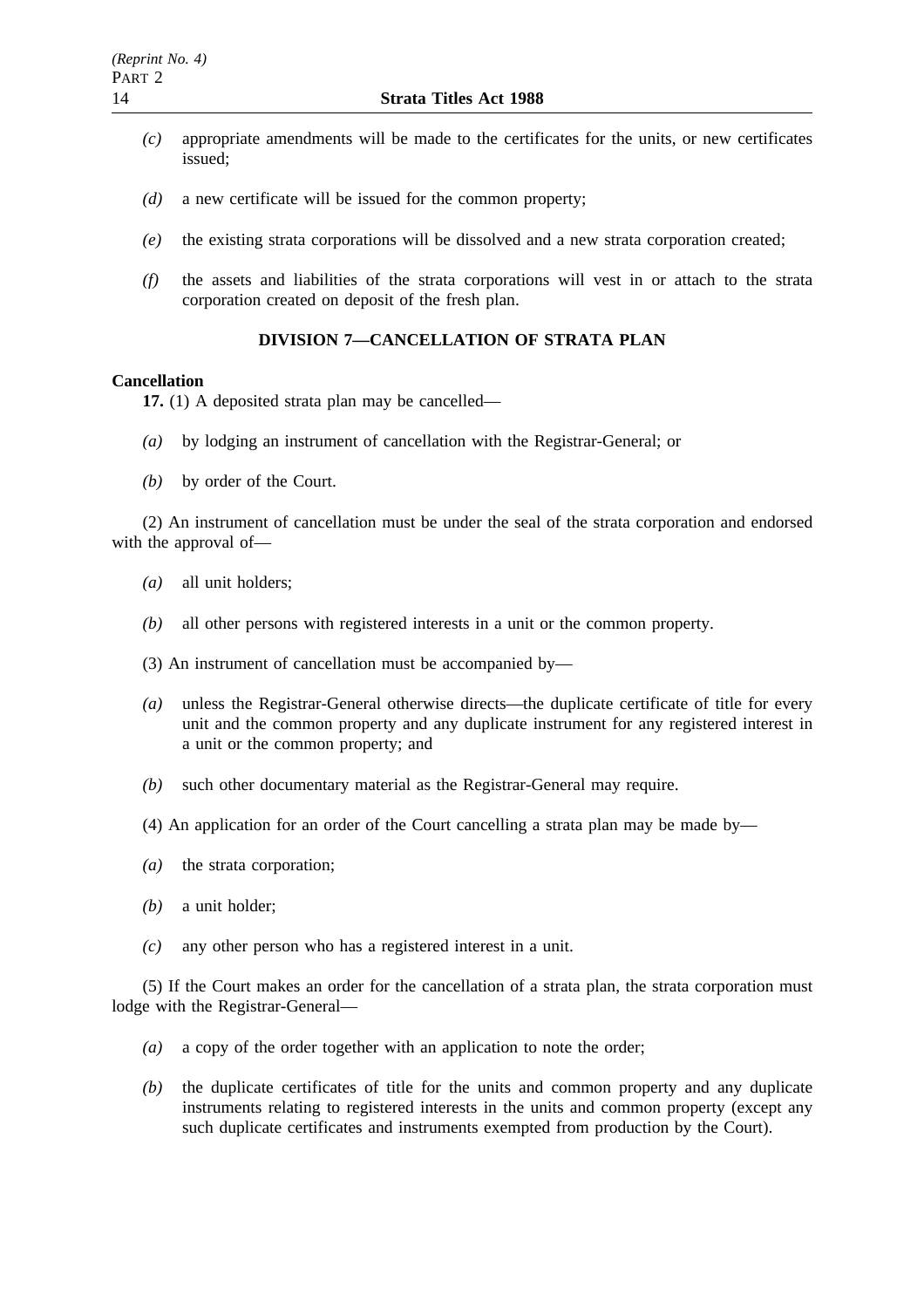*(c)* appropriate amendments will be made to the certificates for the units, or new certificates issued;

*(d)* a new certificate will be issued for the common property;

*(e)* the existing strata corporations will be dissolved and a new strata corporation created;

*(f)* the assets and liabilities of the strata corporations will vest in or attach to the strata corporation created on deposit of the fresh plan.

## DIVISION 7—CANCELLATION OF STRATA PLAN

**Cancellation**

**17.** (1) A deposited strata plan may be cancelled—

*(a)* by lodging an instrument of cancellation with the Registrar-General; or

*(b)* by order of the Court.

(2) An instrument of cancellation must be under the seal of the strata corporation and endorsed with the approval of—

*(a)* all unit holders;

*(b)* all other persons with registered interests in a unit or the common property.

(3) An instrument of cancellation must be accompanied by—

*(a)* unless the Registrar-General otherwise directs—the duplicate certificate of title for every unit and the common property and any duplicate instrument for any registered interest in a unit or the common property; and

*(b)* such other documentary material as the Registrar-General may require.

(4) An application for an order of the Court cancelling a strata plan may be made by—

*(a)* the strata corporation;

*(b)* a unit holder;

*(c)* any other person who has a registered interest in a unit.

(5) If the Court makes an order for the cancellation of a strata plan, the strata corporation must lodge with the Registrar-General—

*(a)* a copy of the order together with an application to note the order;

*(b)* the duplicate certificates of title for the units and common property and any duplicate instruments relating to registered interests in the units and common property (except any such duplicate certificates and instruments exempted from production by the Court).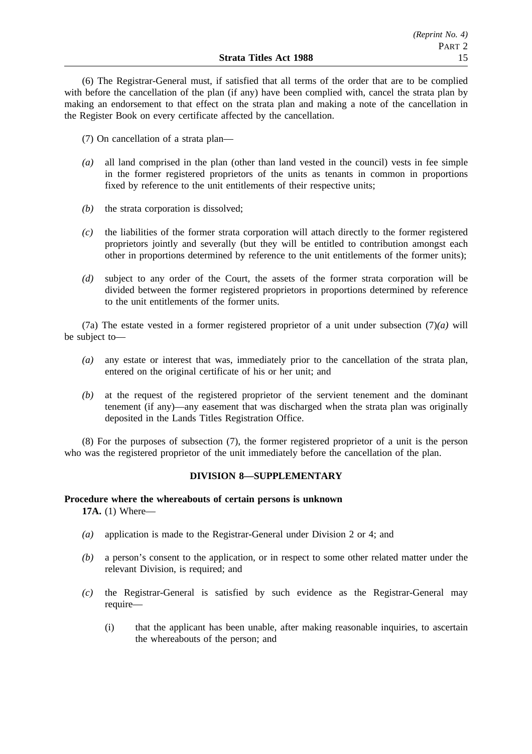(6) The Registrar-General must, if satisfied that all terms of the order that are to be complied with before the cancellation of the plan (if any) have been complied with, cancel the strata plan by making an endorsement to that effect on the strata plan and making a note of the cancellation in the Register Book on every certificate affected by the cancellation.

(7) On cancellation of a strata plan—

*(a)* all land comprised in the plan (other than land vested in the council) vests in fee simple in the former registered proprietors of the units as tenants in common in proportions fixed by reference to the unit entitlements of their respective units;

*(b)* the strata corporation is dissolved;

*(c)* the liabilities of the former strata corporation will attach directly to the former registered proprietors jointly and severally (but they will be entitled to contribution amongst each other in proportions determined by reference to the unit entitlements of the former units);

*(d)* subject to any order of the Court, the assets of the former strata corporation will be divided between the former registered proprietors in proportions determined by reference to the unit entitlements of the former units.

(7a) The estate vested in a former registered proprietor of a unit under subsection (7)*(a)* will be subject to—

*(a)* any estate or interest that was, immediately prior to the cancellation of the strata plan, entered on the original certificate of his or her unit; and

*(b)* at the request of the registered proprietor of the servient tenement and the dominant tenement (if any)—any easement that was discharged when the strata plan was originally deposited in the Lands Titles Registration Office.

(8) For the purposes of subsection (7), the former registered proprietor of a unit is the person who was the registered proprietor of the unit immediately before the cancellation of the plan.

## DIVISION 8—SUPPLEMENTARY

**Procedure where the whereabouts of certain persons is unknown**

**17A.** (1) Where—

*(a)* application is made to the Registrar-General under Division 2 or 4; and

*(b)* a person's consent to the application, or in respect to some other related matter under the relevant Division, is required; and

*(c)* the Registrar-General is satisfied by such evidence as the Registrar-General may require—

(i) that the applicant has been unable, after making reasonable inquiries, to ascertain the whereabouts of the person; and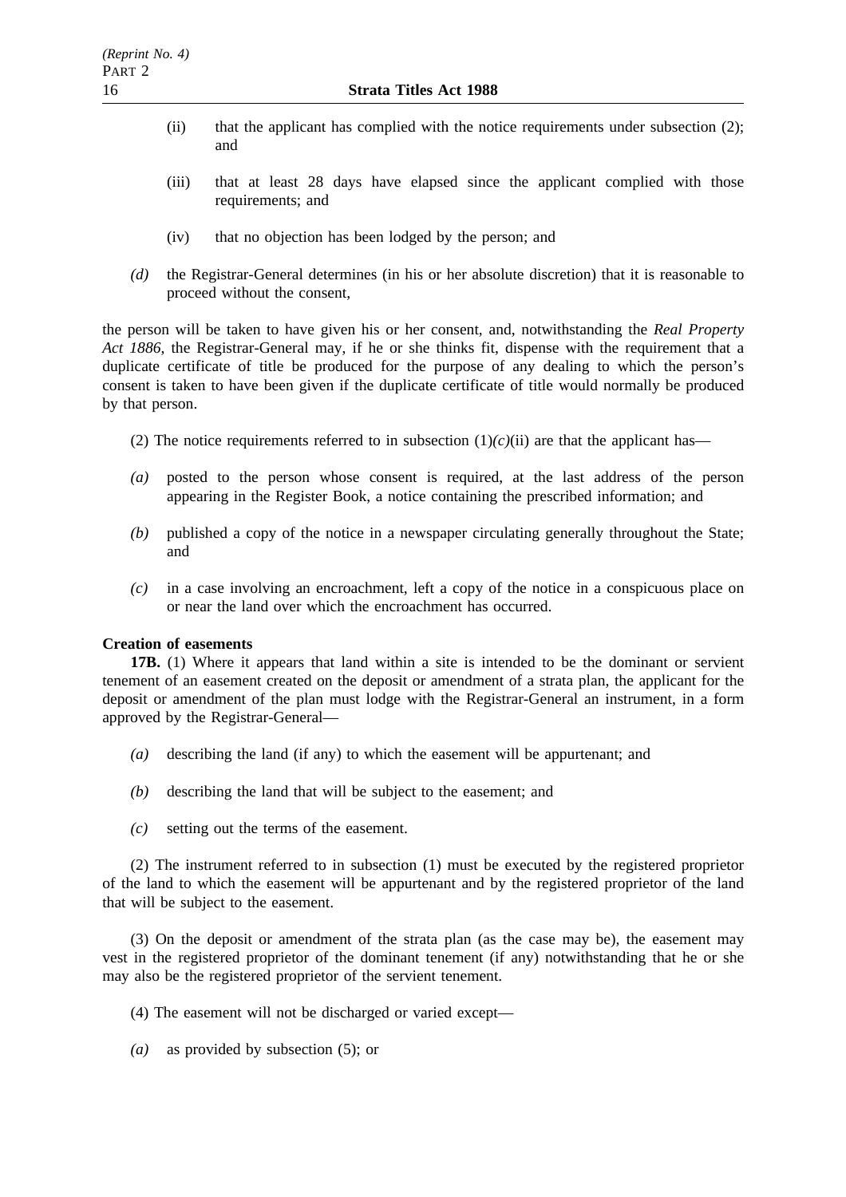(ii) that the applicant has complied with the notice requirements under subsection (2); and

(iii) that at least 28 days have elapsed since the applicant complied with those requirements; and

(iv) that no objection has been lodged by the person; and

*(d)* the Registrar-General determines (in his or her absolute discretion) that it is reasonable to proceed without the consent,

the person will be taken to have given his or her consent, and, notwithstanding the *Real Property Act 1886*, the Registrar-General may, if he or she thinks fit, dispense with the requirement that a duplicate certificate of title be produced for the purpose of any dealing to which the person's consent is taken to have been given if the duplicate certificate of title would normally be produced by that person.

(2) The notice requirements referred to in subsection (1)*(c)*(ii) are that the applicant has—

*(a)* posted to the person whose consent is required, at the last address of the person appearing in the Register Book, a notice containing the prescribed information; and

*(b)* published a copy of the notice in a newspaper circulating generally throughout the State; and

*(c)* in a case involving an encroachment, left a copy of the notice in a conspicuous place on or near the land over which the encroachment has occurred.

**Creation of easements**

**17B.** (1) Where it appears that land within a site is intended to be the dominant or servient tenement of an easement created on the deposit or amendment of a strata plan, the applicant for the deposit or amendment of the plan must lodge with the Registrar-General an instrument, in a form approved by the Registrar-General—

*(a)* describing the land (if any) to which the easement will be appurtenant; and

*(b)* describing the land that will be subject to the easement; and

*(c)* setting out the terms of the easement.

(2) The instrument referred to in subsection (1) must be executed by the registered proprietor of the land to which the easement will be appurtenant and by the registered proprietor of the land that will be subject to the easement.

(3) On the deposit or amendment of the strata plan (as the case may be), the easement may vest in the registered proprietor of the dominant tenement (if any) notwithstanding that he or she may also be the registered proprietor of the servient tenement.

(4) The easement will not be discharged or varied except—

*(a)* as provided by subsection (5); or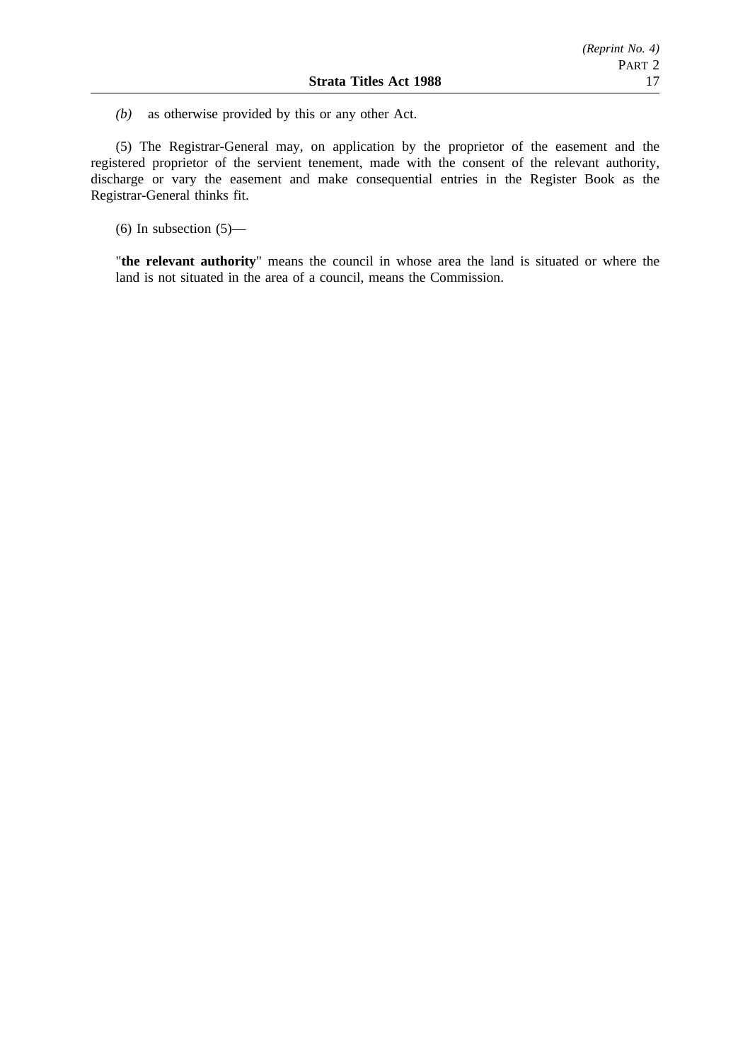*(b)* as otherwise provided by this or any other Act.

(5) The Registrar-General may, on application by the proprietor of the easement and the registered proprietor of the servient tenement, made with the consent of the relevant authority, discharge or vary the easement and make consequential entries in the Register Book as the Registrar-General thinks fit.

(6) In subsection (5)—

"**the relevant authority**" means the council in whose area the land is situated or where the land is not situated in the area of a council, means the Commission.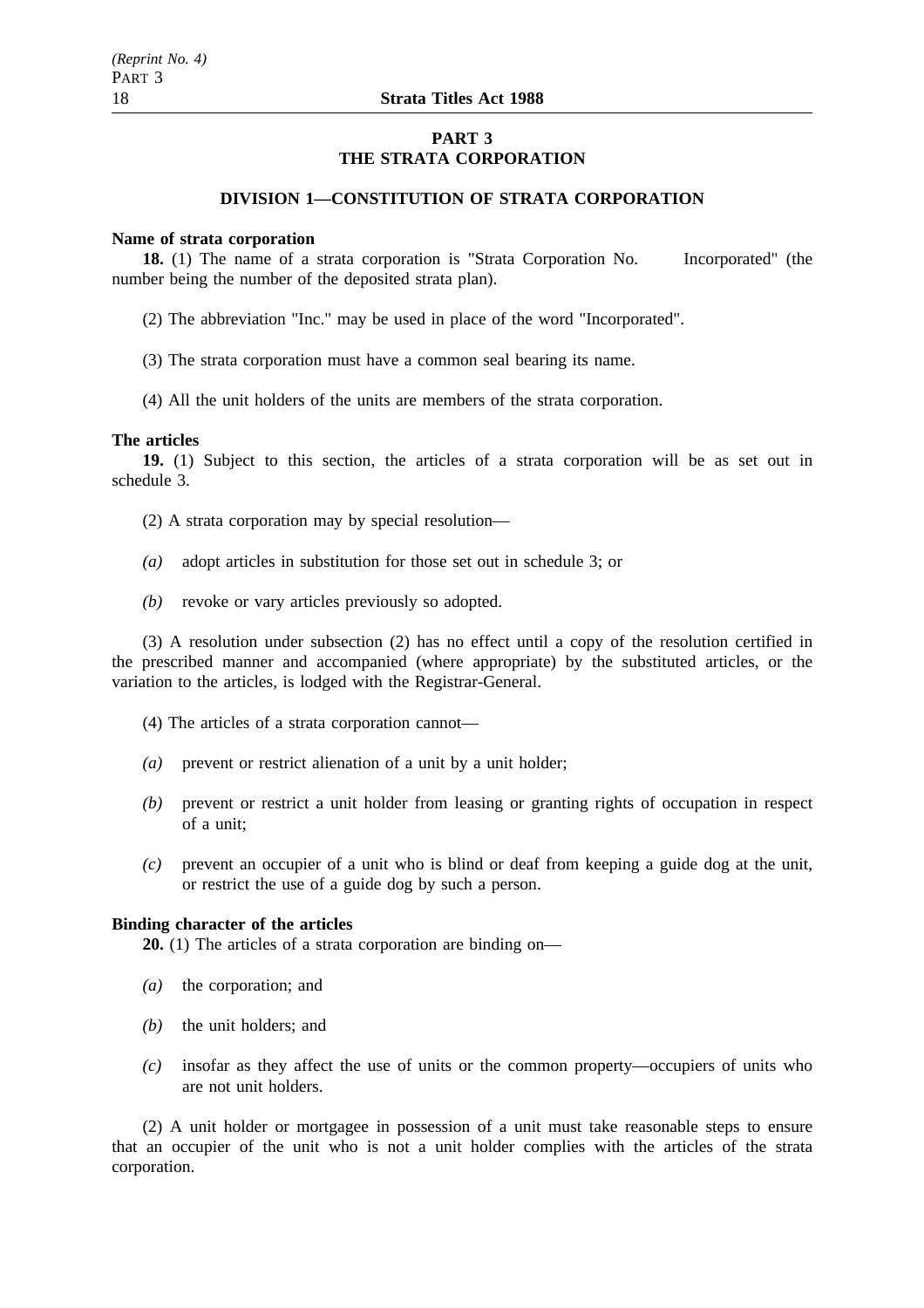## PART 3
## THE STRATA CORPORATION

### DIVISION 1—CONSTITUTION OF STRATA CORPORATION

**Name of strata corporation**

**18.** (1) The name of a strata corporation is "Strata Corporation No.        Incorporated" (the number being the number of the deposited strata plan).

(2) The abbreviation "Inc." may be used in place of the word "Incorporated".

(3) The strata corporation must have a common seal bearing its name.

(4) All the unit holders of the units are members of the strata corporation.

**The articles**

**19.** (1) Subject to this section, the articles of a strata corporation will be as set out in schedule 3.

(2) A strata corporation may by special resolution—

*(a)* adopt articles in substitution for those set out in schedule 3; or

*(b)* revoke or vary articles previously so adopted.

(3) A resolution under subsection (2) has no effect until a copy of the resolution certified in the prescribed manner and accompanied (where appropriate) by the substituted articles, or the variation to the articles, is lodged with the Registrar-General.

(4) The articles of a strata corporation cannot—

*(a)* prevent or restrict alienation of a unit by a unit holder;

*(b)* prevent or restrict a unit holder from leasing or granting rights of occupation in respect of a unit;

*(c)* prevent an occupier of a unit who is blind or deaf from keeping a guide dog at the unit, or restrict the use of a guide dog by such a person.

**Binding character of the articles**

**20.** (1) The articles of a strata corporation are binding on—

*(a)* the corporation; and

*(b)* the unit holders; and

*(c)* insofar as they affect the use of units or the common property—occupiers of units who are not unit holders.

(2) A unit holder or mortgagee in possession of a unit must take reasonable steps to ensure that an occupier of the unit who is not a unit holder complies with the articles of the strata corporation.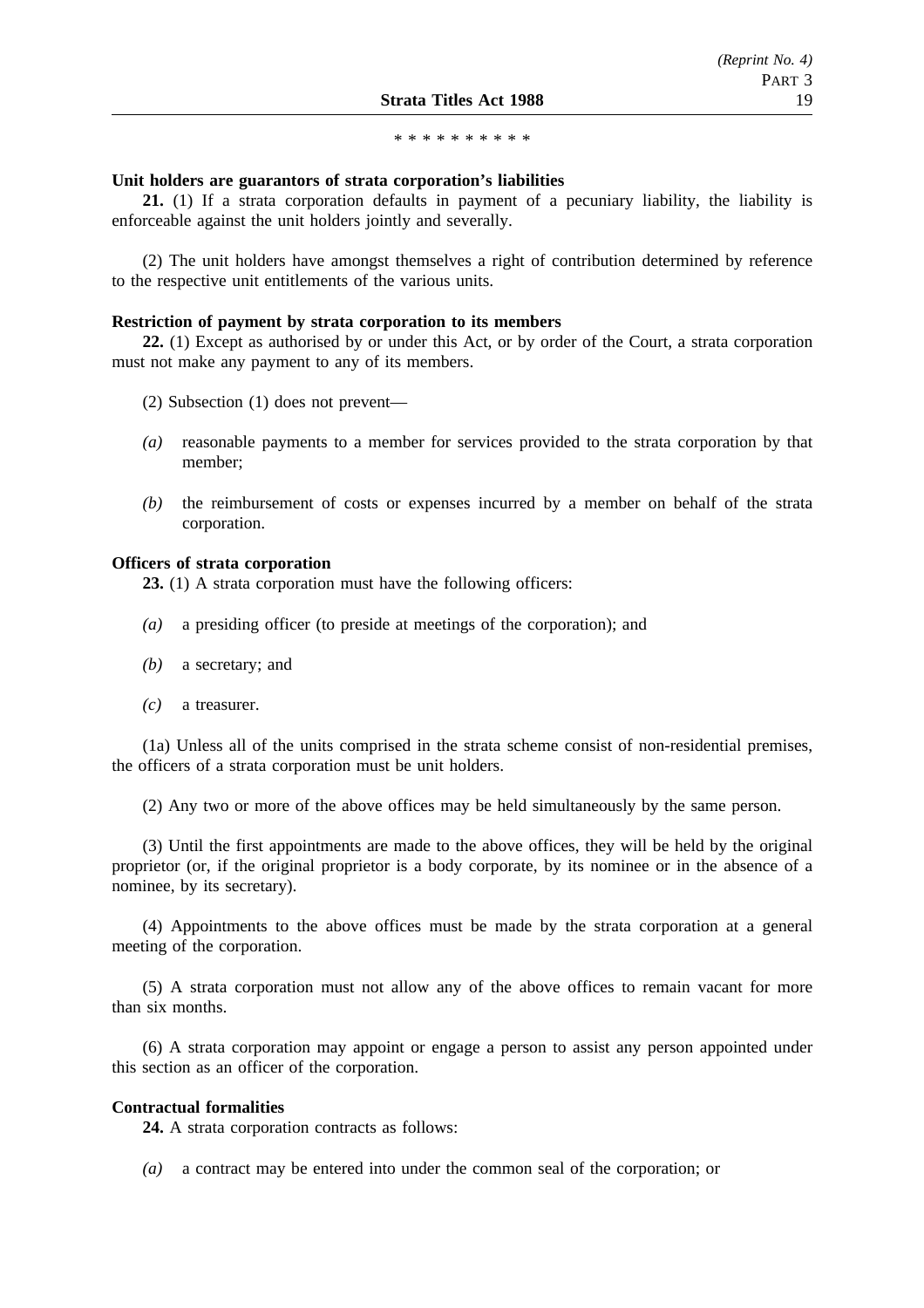\* \* \* \* \* \* \* \* \* \*

**Unit holders are guarantors of strata corporation's liabilities**

**21.** (1) If a strata corporation defaults in payment of a pecuniary liability, the liability is enforceable against the unit holders jointly and severally.

(2) The unit holders have amongst themselves a right of contribution determined by reference to the respective unit entitlements of the various units.

**Restriction of payment by strata corporation to its members**

**22.** (1) Except as authorised by or under this Act, or by order of the Court, a strata corporation must not make any payment to any of its members.

(2) Subsection (1) does not prevent—

*(a)* reasonable payments to a member for services provided to the strata corporation by that member;

*(b)* the reimbursement of costs or expenses incurred by a member on behalf of the strata corporation.

**Officers of strata corporation**

**23.** (1) A strata corporation must have the following officers:

*(a)* a presiding officer (to preside at meetings of the corporation); and

*(b)* a secretary; and

*(c)* a treasurer.

(1a) Unless all of the units comprised in the strata scheme consist of non-residential premises, the officers of a strata corporation must be unit holders.

(2) Any two or more of the above offices may be held simultaneously by the same person.

(3) Until the first appointments are made to the above offices, they will be held by the original proprietor (or, if the original proprietor is a body corporate, by its nominee or in the absence of a nominee, by its secretary).

(4) Appointments to the above offices must be made by the strata corporation at a general meeting of the corporation.

(5) A strata corporation must not allow any of the above offices to remain vacant for more than six months.

(6) A strata corporation may appoint or engage a person to assist any person appointed under this section as an officer of the corporation.

**Contractual formalities**

**24.** A strata corporation contracts as follows:

*(a)* a contract may be entered into under the common seal of the corporation; or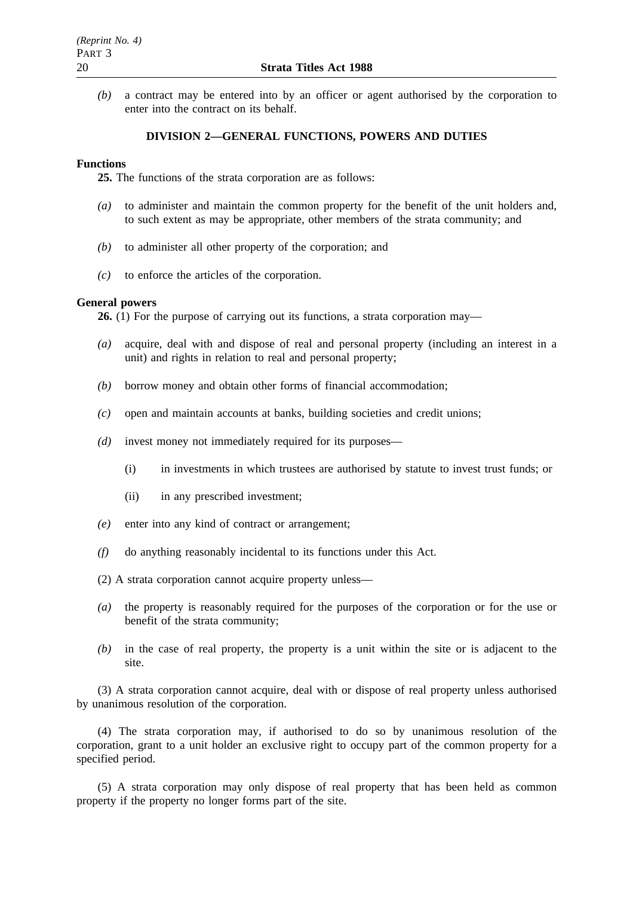*(b)* a contract may be entered into by an officer or agent authorised by the corporation to enter into the contract on its behalf.

## DIVISION 2—GENERAL FUNCTIONS, POWERS AND DUTIES

**Functions**

**25.** The functions of the strata corporation are as follows:

*(a)* to administer and maintain the common property for the benefit of the unit holders and, to such extent as may be appropriate, other members of the strata community; and

*(b)* to administer all other property of the corporation; and

*(c)* to enforce the articles of the corporation.

**General powers**

**26.** (1) For the purpose of carrying out its functions, a strata corporation may—

*(a)* acquire, deal with and dispose of real and personal property (including an interest in a unit) and rights in relation to real and personal property;

*(b)* borrow money and obtain other forms of financial accommodation;

*(c)* open and maintain accounts at banks, building societies and credit unions;

*(d)* invest money not immediately required for its purposes—

(i) in investments in which trustees are authorised by statute to invest trust funds; or

(ii) in any prescribed investment;

*(e)* enter into any kind of contract or arrangement;

*(f)* do anything reasonably incidental to its functions under this Act.

(2) A strata corporation cannot acquire property unless—

*(a)* the property is reasonably required for the purposes of the corporation or for the use or benefit of the strata community;

*(b)* in the case of real property, the property is a unit within the site or is adjacent to the site.

(3) A strata corporation cannot acquire, deal with or dispose of real property unless authorised by unanimous resolution of the corporation.

(4) The strata corporation may, if authorised to do so by unanimous resolution of the corporation, grant to a unit holder an exclusive right to occupy part of the common property for a specified period.

(5) A strata corporation may only dispose of real property that has been held as common property if the property no longer forms part of the site.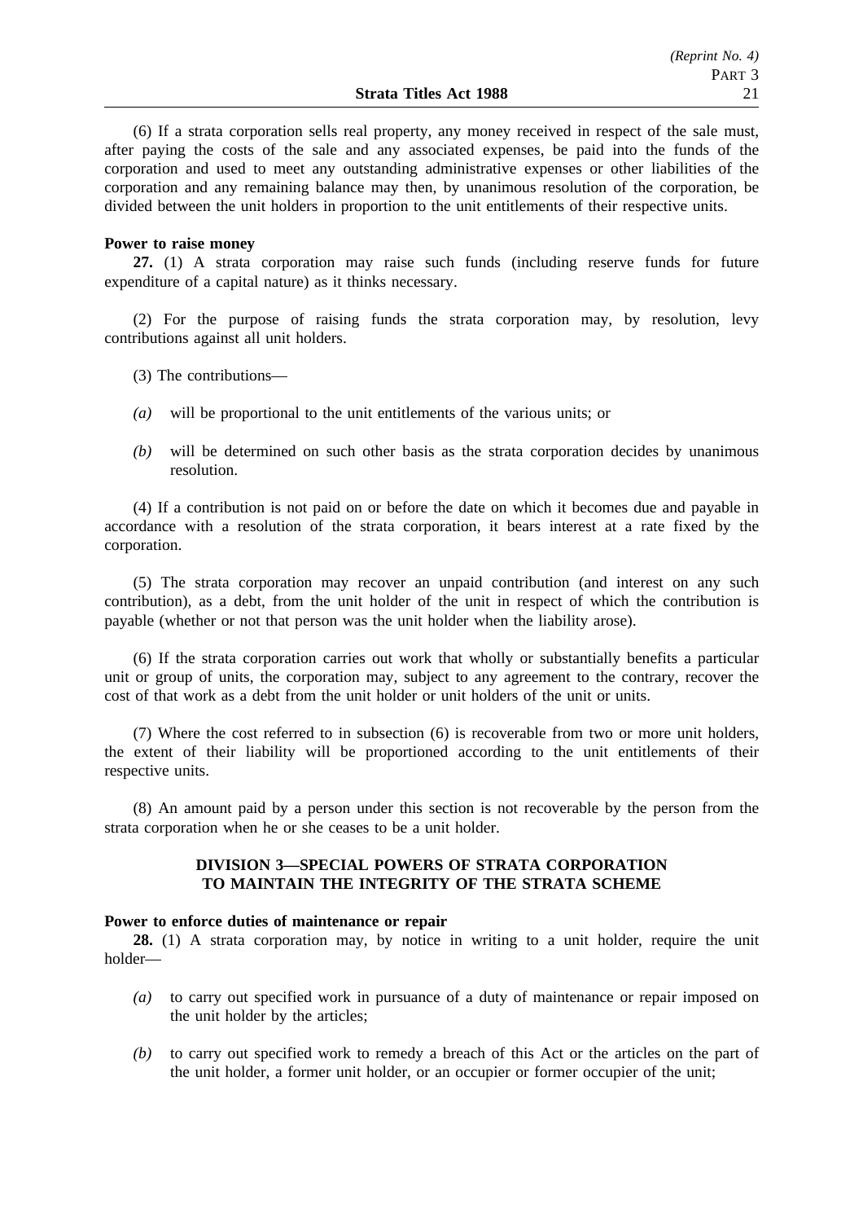(6) If a strata corporation sells real property, any money received in respect of the sale must, after paying the costs of the sale and any associated expenses, be paid into the funds of the corporation and used to meet any outstanding administrative expenses or other liabilities of the corporation and any remaining balance may then, by unanimous resolution of the corporation, be divided between the unit holders in proportion to the unit entitlements of their respective units.

**Power to raise money**

**27.** (1) A strata corporation may raise such funds (including reserve funds for future expenditure of a capital nature) as it thinks necessary.

(2) For the purpose of raising funds the strata corporation may, by resolution, levy contributions against all unit holders.

(3) The contributions—

*(a)* will be proportional to the unit entitlements of the various units; or

*(b)* will be determined on such other basis as the strata corporation decides by unanimous resolution.

(4) If a contribution is not paid on or before the date on which it becomes due and payable in accordance with a resolution of the strata corporation, it bears interest at a rate fixed by the corporation.

(5) The strata corporation may recover an unpaid contribution (and interest on any such contribution), as a debt, from the unit holder of the unit in respect of which the contribution is payable (whether or not that person was the unit holder when the liability arose).

(6) If the strata corporation carries out work that wholly or substantially benefits a particular unit or group of units, the corporation may, subject to any agreement to the contrary, recover the cost of that work as a debt from the unit holder or unit holders of the unit or units.

(7) Where the cost referred to in subsection (6) is recoverable from two or more unit holders, the extent of their liability will be proportioned according to the unit entitlements of their respective units.

(8) An amount paid by a person under this section is not recoverable by the person from the strata corporation when he or she ceases to be a unit holder.

## DIVISION 3—SPECIAL POWERS OF STRATA CORPORATION TO MAINTAIN THE INTEGRITY OF THE STRATA SCHEME

**Power to enforce duties of maintenance or repair**

**28.** (1) A strata corporation may, by notice in writing to a unit holder, require the unit holder—

*(a)* to carry out specified work in pursuance of a duty of maintenance or repair imposed on the unit holder by the articles;

*(b)* to carry out specified work to remedy a breach of this Act or the articles on the part of the unit holder, a former unit holder, or an occupier or former occupier of the unit;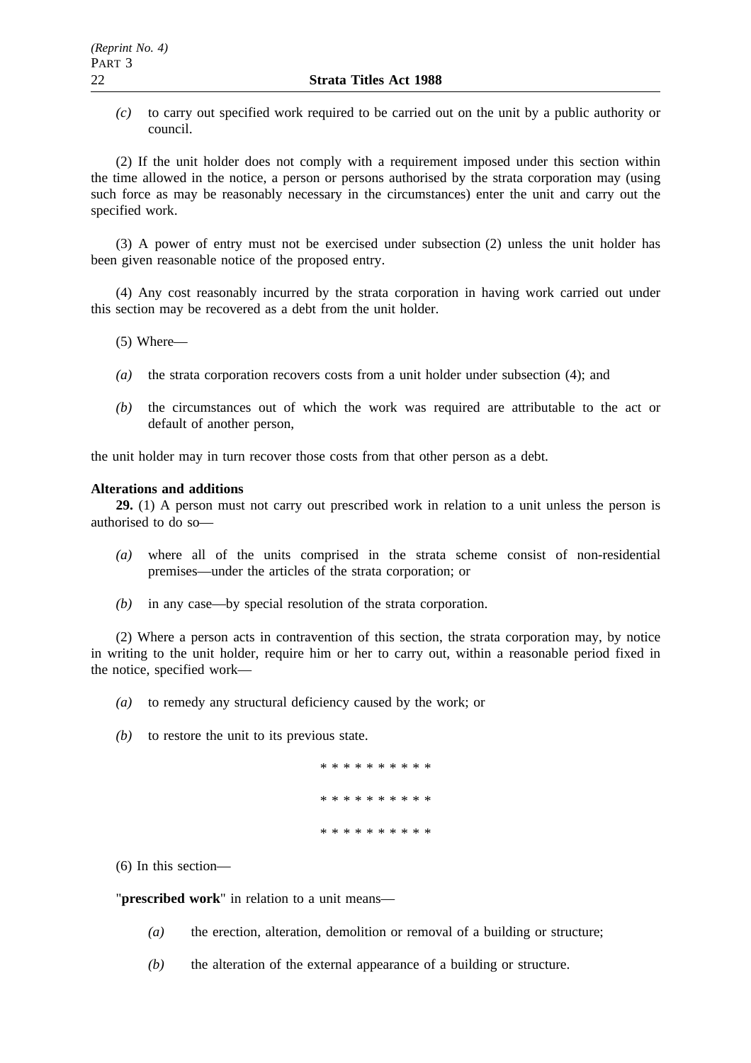*(c)* to carry out specified work required to be carried out on the unit by a public authority or council.

(2) If the unit holder does not comply with a requirement imposed under this section within the time allowed in the notice, a person or persons authorised by the strata corporation may (using such force as may be reasonably necessary in the circumstances) enter the unit and carry out the specified work.

(3) A power of entry must not be exercised under subsection (2) unless the unit holder has been given reasonable notice of the proposed entry.

(4) Any cost reasonably incurred by the strata corporation in having work carried out under this section may be recovered as a debt from the unit holder.

(5) Where—

*(a)* the strata corporation recovers costs from a unit holder under subsection (4); and

*(b)* the circumstances out of which the work was required are attributable to the act or default of another person,

the unit holder may in turn recover those costs from that other person as a debt.

**Alterations and additions**

**29.** (1) A person must not carry out prescribed work in relation to a unit unless the person is authorised to do so—

*(a)* where all of the units comprised in the strata scheme consist of non-residential premises—under the articles of the strata corporation; or

*(b)* in any case—by special resolution of the strata corporation.

(2) Where a person acts in contravention of this section, the strata corporation may, by notice in writing to the unit holder, require him or her to carry out, within a reasonable period fixed in the notice, specified work—

*(a)* to remedy any structural deficiency caused by the work; or

*(b)* to restore the unit to its previous state.

\* \* \* \* \* \* \* \* \* \*

\* \* \* \* \* \* \* \* \* \*

\* \* \* \* \* \* \* \* \* \*

(6) In this section—

"**prescribed work**" in relation to a unit means—

*(a)* the erection, alteration, demolition or removal of a building or structure;

*(b)* the alteration of the external appearance of a building or structure.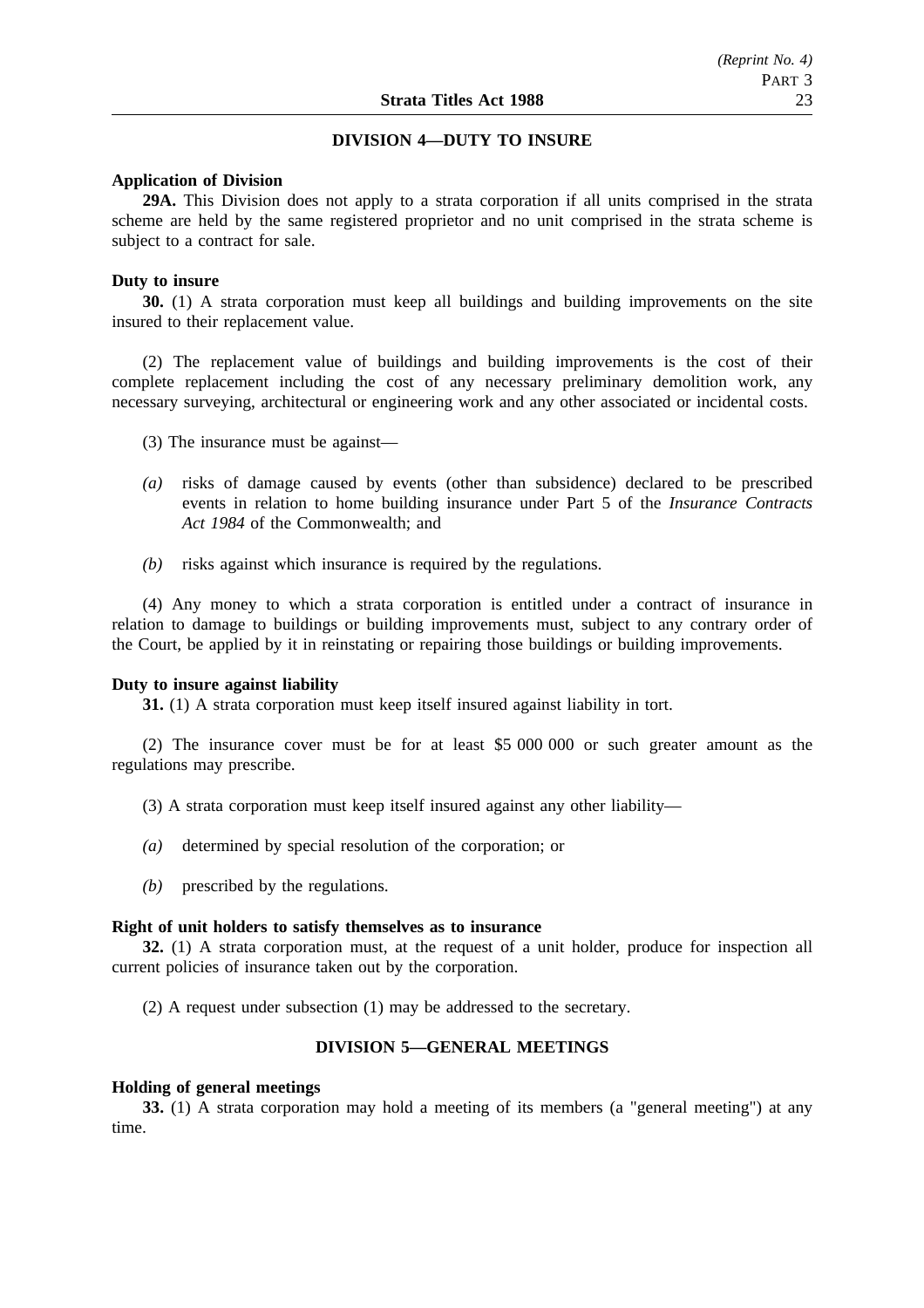## DIVISION 4—DUTY TO INSURE

**Application of Division**

**29A.** This Division does not apply to a strata corporation if all units comprised in the strata scheme are held by the same registered proprietor and no unit comprised in the strata scheme is subject to a contract for sale.

**Duty to insure**

**30.** (1) A strata corporation must keep all buildings and building improvements on the site insured to their replacement value.

(2) The replacement value of buildings and building improvements is the cost of their complete replacement including the cost of any necessary preliminary demolition work, any necessary surveying, architectural or engineering work and any other associated or incidental costs.

(3) The insurance must be against—

*(a)* risks of damage caused by events (other than subsidence) declared to be prescribed events in relation to home building insurance under Part 5 of the *Insurance Contracts Act 1984* of the Commonwealth; and

*(b)* risks against which insurance is required by the regulations.

(4) Any money to which a strata corporation is entitled under a contract of insurance in relation to damage to buildings or building improvements must, subject to any contrary order of the Court, be applied by it in reinstating or repairing those buildings or building improvements.

**Duty to insure against liability**

**31.** (1) A strata corporation must keep itself insured against liability in tort.

(2) The insurance cover must be for at least $5 000 000 or such greater amount as the regulations may prescribe.

(3) A strata corporation must keep itself insured against any other liability—

*(a)* determined by special resolution of the corporation; or

*(b)* prescribed by the regulations.

**Right of unit holders to satisfy themselves as to insurance**

**32.** (1) A strata corporation must, at the request of a unit holder, produce for inspection all current policies of insurance taken out by the corporation.

(2) A request under subsection (1) may be addressed to the secretary.

## DIVISION 5—GENERAL MEETINGS

**Holding of general meetings**

**33.** (1) A strata corporation may hold a meeting of its members (a "general meeting") at any time.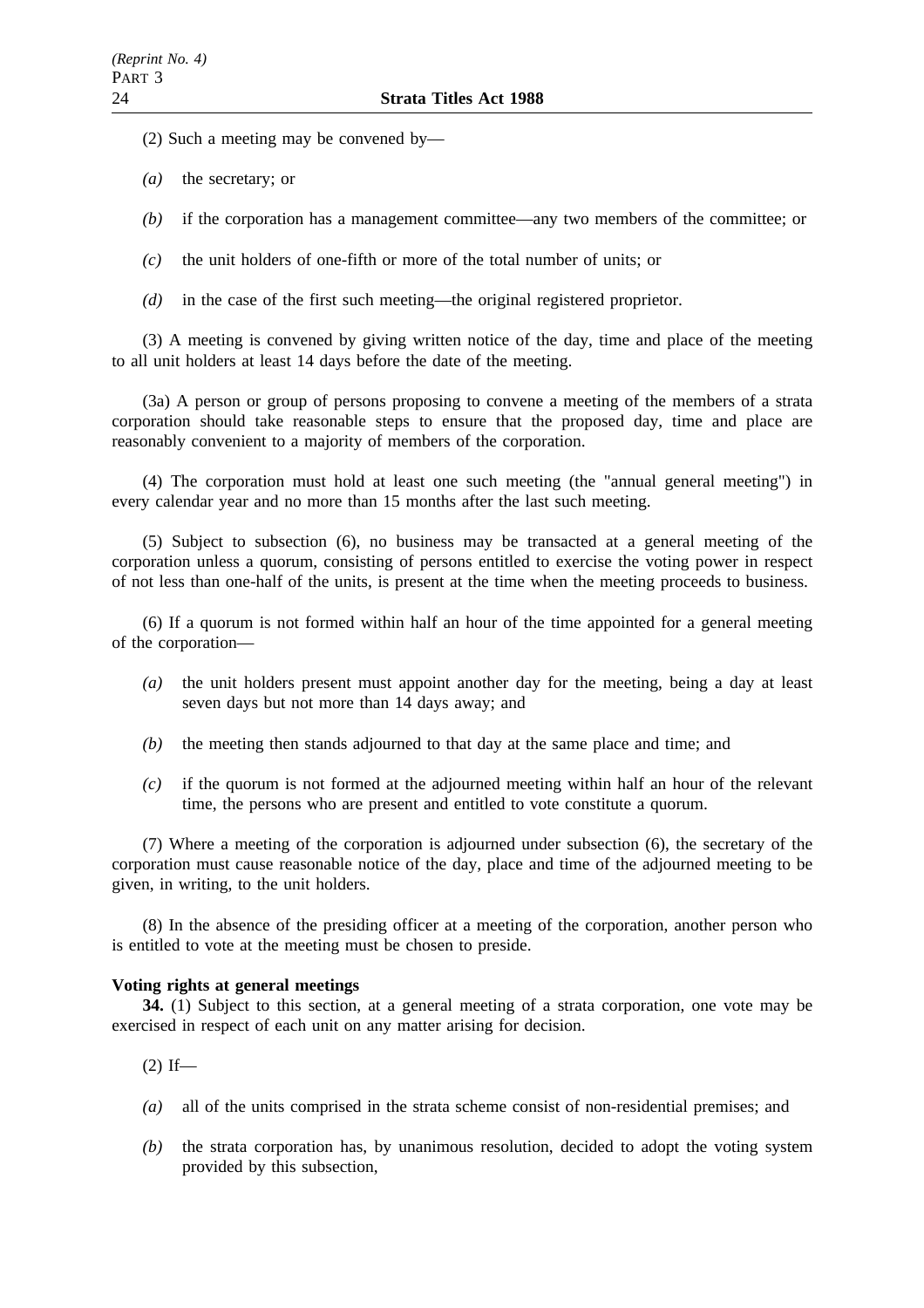(2) Such a meeting may be convened by—

*(a)* the secretary; or

*(b)* if the corporation has a management committee—any two members of the committee; or

*(c)* the unit holders of one-fifth or more of the total number of units; or

*(d)* in the case of the first such meeting—the original registered proprietor.

(3) A meeting is convened by giving written notice of the day, time and place of the meeting to all unit holders at least 14 days before the date of the meeting.

(3a) A person or group of persons proposing to convene a meeting of the members of a strata corporation should take reasonable steps to ensure that the proposed day, time and place are reasonably convenient to a majority of members of the corporation.

(4) The corporation must hold at least one such meeting (the "annual general meeting") in every calendar year and no more than 15 months after the last such meeting.

(5) Subject to subsection (6), no business may be transacted at a general meeting of the corporation unless a quorum, consisting of persons entitled to exercise the voting power in respect of not less than one-half of the units, is present at the time when the meeting proceeds to business.

(6) If a quorum is not formed within half an hour of the time appointed for a general meeting of the corporation—

*(a)* the unit holders present must appoint another day for the meeting, being a day at least seven days but not more than 14 days away; and

*(b)* the meeting then stands adjourned to that day at the same place and time; and

*(c)* if the quorum is not formed at the adjourned meeting within half an hour of the relevant time, the persons who are present and entitled to vote constitute a quorum.

(7) Where a meeting of the corporation is adjourned under subsection (6), the secretary of the corporation must cause reasonable notice of the day, place and time of the adjourned meeting to be given, in writing, to the unit holders.

(8) In the absence of the presiding officer at a meeting of the corporation, another person who is entitled to vote at the meeting must be chosen to preside.

**Voting rights at general meetings**

**34.** (1) Subject to this section, at a general meeting of a strata corporation, one vote may be exercised in respect of each unit on any matter arising for decision.

(2) If—

*(a)* all of the units comprised in the strata scheme consist of non-residential premises; and

*(b)* the strata corporation has, by unanimous resolution, decided to adopt the voting system provided by this subsection,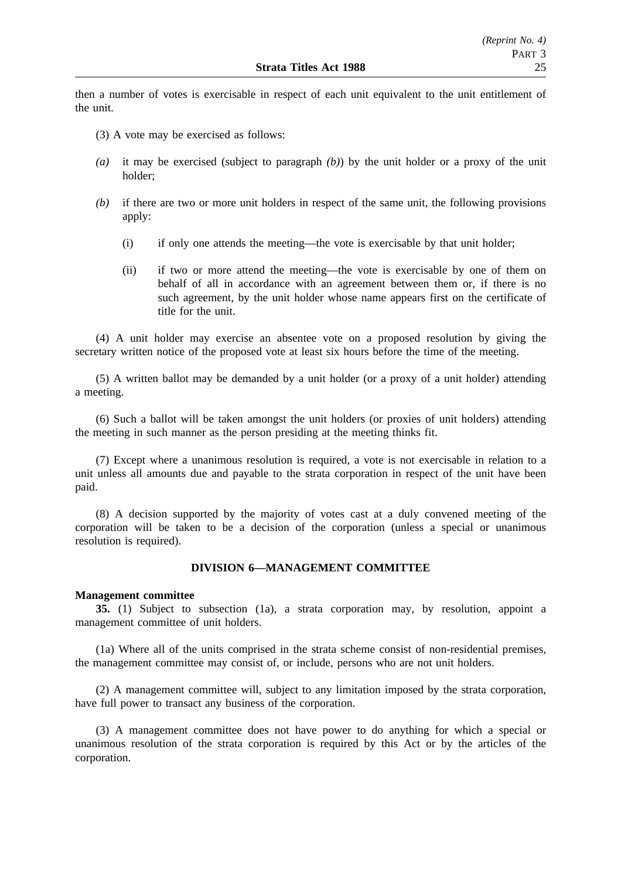then a number of votes is exercisable in respect of each unit equivalent to the unit entitlement of the unit.

(3) A vote may be exercised as follows:

*(a)* it may be exercised (subject to paragraph *(b)*) by the unit holder or a proxy of the unit holder;

*(b)* if there are two or more unit holders in respect of the same unit, the following provisions apply:

(i) if only one attends the meeting—the vote is exercisable by that unit holder;

(ii) if two or more attend the meeting—the vote is exercisable by one of them on behalf of all in accordance with an agreement between them or, if there is no such agreement, by the unit holder whose name appears first on the certificate of title for the unit.

(4) A unit holder may exercise an absentee vote on a proposed resolution by giving the secretary written notice of the proposed vote at least six hours before the time of the meeting.

(5) A written ballot may be demanded by a unit holder (or a proxy of a unit holder) attending a meeting.

(6) Such a ballot will be taken amongst the unit holders (or proxies of unit holders) attending the meeting in such manner as the person presiding at the meeting thinks fit.

(7) Except where a unanimous resolution is required, a vote is not exercisable in relation to a unit unless all amounts due and payable to the strata corporation in respect of the unit have been paid.

(8) A decision supported by the majority of votes cast at a duly convened meeting of the corporation will be taken to be a decision of the corporation (unless a special or unanimous resolution is required).

## DIVISION 6—MANAGEMENT COMMITTEE

**Management committee**

**35.** (1) Subject to subsection (1a), a strata corporation may, by resolution, appoint a management committee of unit holders.

(1a) Where all of the units comprised in the strata scheme consist of non-residential premises, the management committee may consist of, or include, persons who are not unit holders.

(2) A management committee will, subject to any limitation imposed by the strata corporation, have full power to transact any business of the corporation.

(3) A management committee does not have power to do anything for which a special or unanimous resolution of the strata corporation is required by this Act or by the articles of the corporation.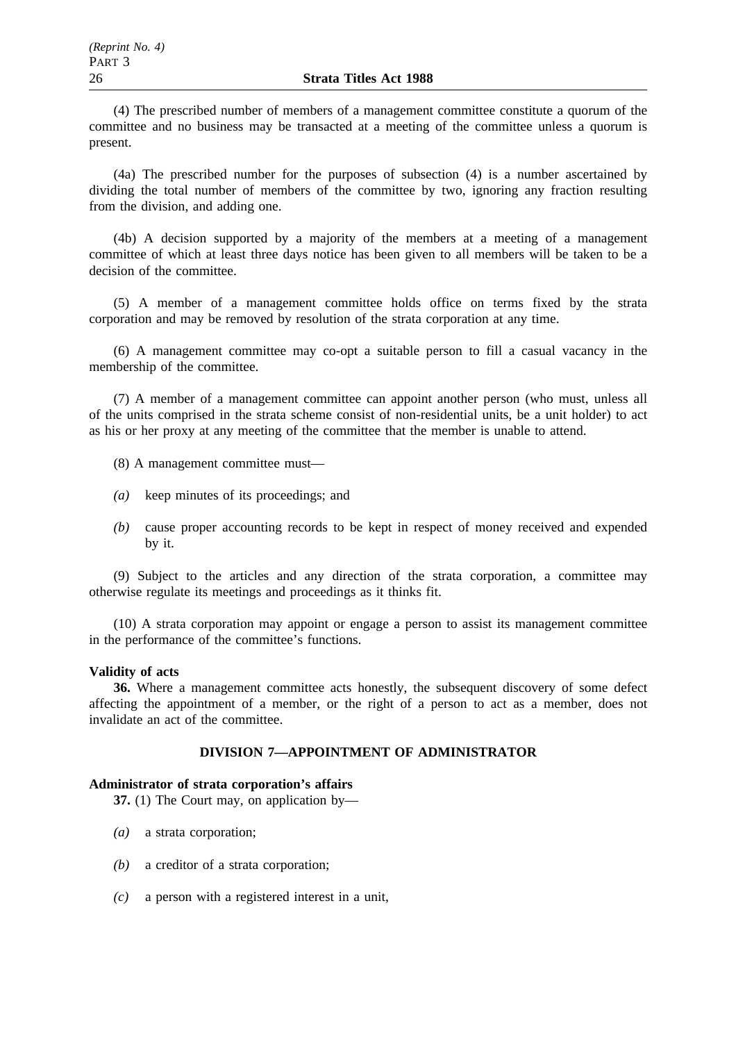(4) The prescribed number of members of a management committee constitute a quorum of the committee and no business may be transacted at a meeting of the committee unless a quorum is present.

(4a) The prescribed number for the purposes of subsection (4) is a number ascertained by dividing the total number of members of the committee by two, ignoring any fraction resulting from the division, and adding one.

(4b) A decision supported by a majority of the members at a meeting of a management committee of which at least three days notice has been given to all members will be taken to be a decision of the committee.

(5) A member of a management committee holds office on terms fixed by the strata corporation and may be removed by resolution of the strata corporation at any time.

(6) A management committee may co-opt a suitable person to fill a casual vacancy in the membership of the committee.

(7) A member of a management committee can appoint another person (who must, unless all of the units comprised in the strata scheme consist of non-residential units, be a unit holder) to act as his or her proxy at any meeting of the committee that the member is unable to attend.

(8) A management committee must—

*(a)* keep minutes of its proceedings; and

*(b)* cause proper accounting records to be kept in respect of money received and expended by it.

(9) Subject to the articles and any direction of the strata corporation, a committee may otherwise regulate its meetings and proceedings as it thinks fit.

(10) A strata corporation may appoint or engage a person to assist its management committee in the performance of the committee's functions.

**Validity of acts**

**36.** Where a management committee acts honestly, the subsequent discovery of some defect affecting the appointment of a member, or the right of a person to act as a member, does not invalidate an act of the committee.

## DIVISION 7—APPOINTMENT OF ADMINISTRATOR

**Administrator of strata corporation's affairs**

**37.** (1) The Court may, on application by—

*(a)* a strata corporation;

*(b)* a creditor of a strata corporation;

*(c)* a person with a registered interest in a unit,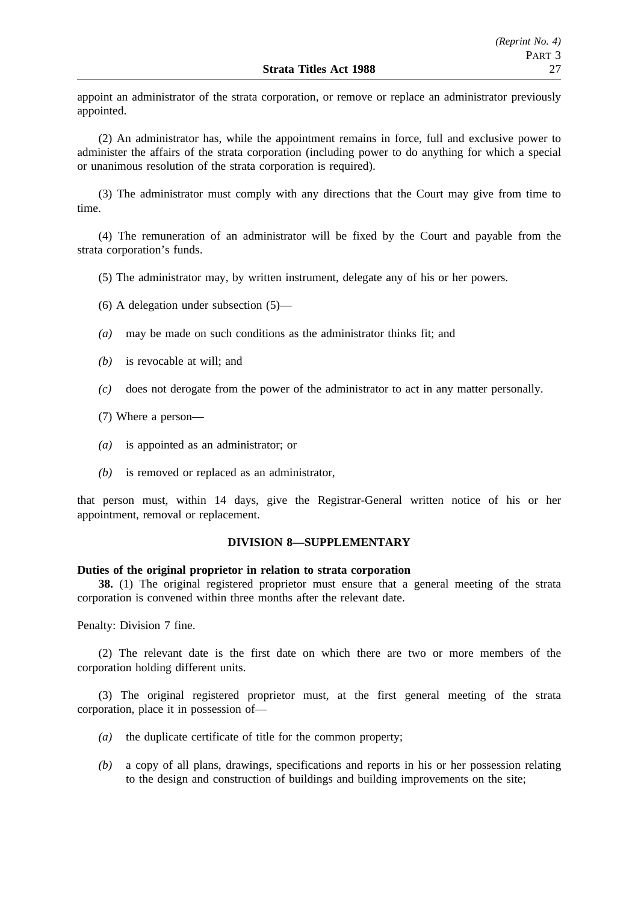appoint an administrator of the strata corporation, or remove or replace an administrator previously appointed.

(2) An administrator has, while the appointment remains in force, full and exclusive power to administer the affairs of the strata corporation (including power to do anything for which a special or unanimous resolution of the strata corporation is required).

(3) The administrator must comply with any directions that the Court may give from time to time.

(4) The remuneration of an administrator will be fixed by the Court and payable from the strata corporation's funds.

(5) The administrator may, by written instrument, delegate any of his or her powers.

(6) A delegation under subsection (5)—

*(a)* may be made on such conditions as the administrator thinks fit; and

*(b)* is revocable at will; and

*(c)* does not derogate from the power of the administrator to act in any matter personally.

(7) Where a person—

*(a)* is appointed as an administrator; or

*(b)* is removed or replaced as an administrator,

that person must, within 14 days, give the Registrar-General written notice of his or her appointment, removal or replacement.

## DIVISION 8—SUPPLEMENTARY

**Duties of the original proprietor in relation to strata corporation**

**38.** (1) The original registered proprietor must ensure that a general meeting of the strata corporation is convened within three months after the relevant date.

Penalty: Division 7 fine.

(2) The relevant date is the first date on which there are two or more members of the corporation holding different units.

(3) The original registered proprietor must, at the first general meeting of the strata corporation, place it in possession of—

*(a)* the duplicate certificate of title for the common property;

*(b)* a copy of all plans, drawings, specifications and reports in his or her possession relating to the design and construction of buildings and building improvements on the site;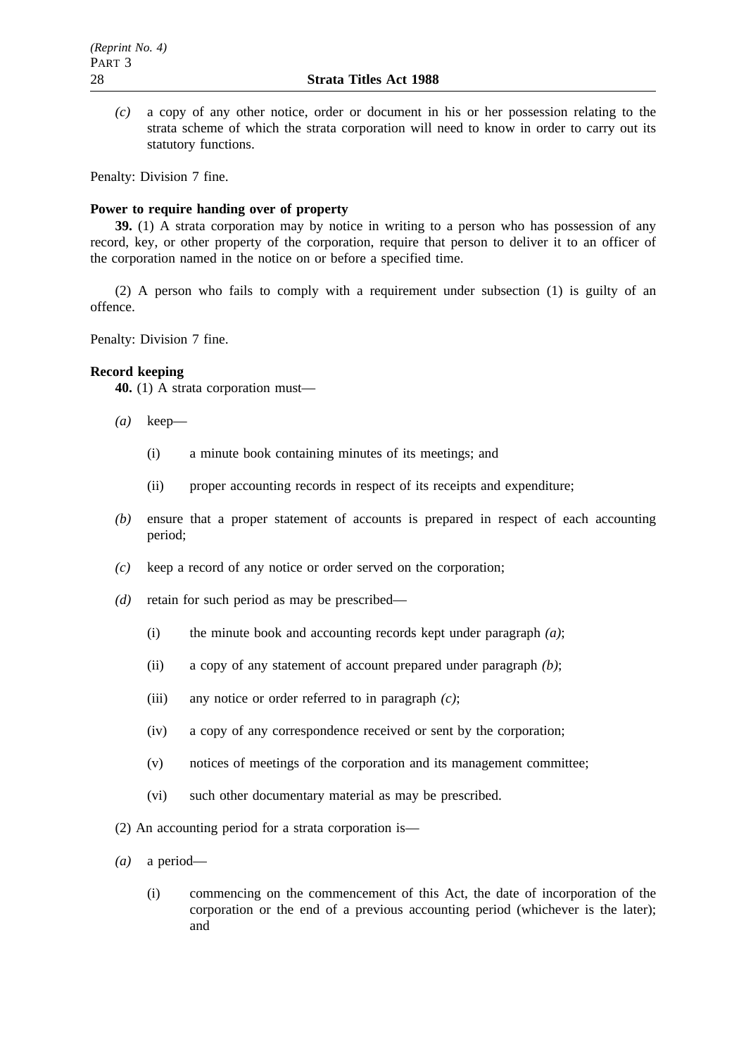*(c)* a copy of any other notice, order or document in his or her possession relating to the strata scheme of which the strata corporation will need to know in order to carry out its statutory functions.

Penalty: Division 7 fine.

**Power to require handing over of property**

**39.** (1) A strata corporation may by notice in writing to a person who has possession of any record, key, or other property of the corporation, require that person to deliver it to an officer of the corporation named in the notice on or before a specified time.

(2) A person who fails to comply with a requirement under subsection (1) is guilty of an offence.

Penalty: Division 7 fine.

**Record keeping**

**40.** (1) A strata corporation must—

*(a)* keep—

(i) a minute book containing minutes of its meetings; and

(ii) proper accounting records in respect of its receipts and expenditure;

*(b)* ensure that a proper statement of accounts is prepared in respect of each accounting period;

*(c)* keep a record of any notice or order served on the corporation;

*(d)* retain for such period as may be prescribed—

(i) the minute book and accounting records kept under paragraph *(a)*;

(ii) a copy of any statement of account prepared under paragraph *(b)*;

(iii) any notice or order referred to in paragraph *(c)*;

(iv) a copy of any correspondence received or sent by the corporation;

(v) notices of meetings of the corporation and its management committee;

(vi) such other documentary material as may be prescribed.

(2) An accounting period for a strata corporation is—

*(a)* a period—

(i) commencing on the commencement of this Act, the date of incorporation of the corporation or the end of a previous accounting period (whichever is the later); and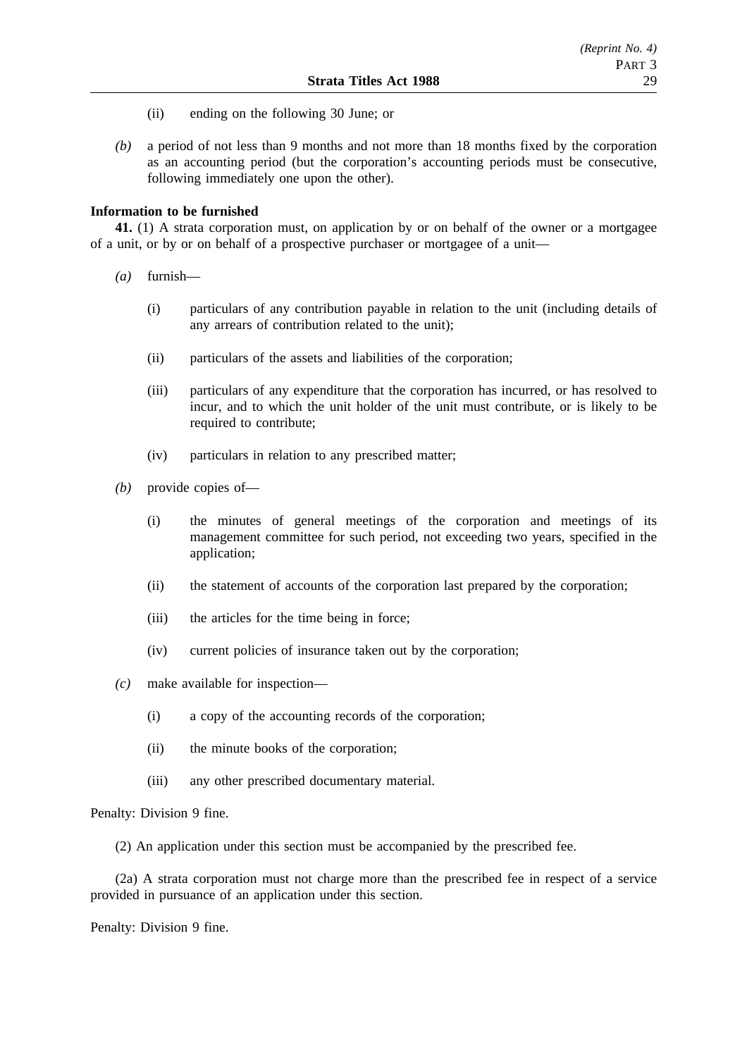(ii) ending on the following 30 June; or

*(b)* a period of not less than 9 months and not more than 18 months fixed by the corporation as an accounting period (but the corporation's accounting periods must be consecutive, following immediately one upon the other).

**Information to be furnished**

**41.** (1) A strata corporation must, on application by or on behalf of the owner or a mortgagee of a unit, or by or on behalf of a prospective purchaser or mortgagee of a unit—

*(a)* furnish—

(i) particulars of any contribution payable in relation to the unit (including details of any arrears of contribution related to the unit);

(ii) particulars of the assets and liabilities of the corporation;

(iii) particulars of any expenditure that the corporation has incurred, or has resolved to incur, and to which the unit holder of the unit must contribute, or is likely to be required to contribute;

(iv) particulars in relation to any prescribed matter;

*(b)* provide copies of—

(i) the minutes of general meetings of the corporation and meetings of its management committee for such period, not exceeding two years, specified in the application;

(ii) the statement of accounts of the corporation last prepared by the corporation;

(iii) the articles for the time being in force;

(iv) current policies of insurance taken out by the corporation;

*(c)* make available for inspection—

(i) a copy of the accounting records of the corporation;

(ii) the minute books of the corporation;

(iii) any other prescribed documentary material.

Penalty: Division 9 fine.

(2) An application under this section must be accompanied by the prescribed fee.

(2a) A strata corporation must not charge more than the prescribed fee in respect of a service provided in pursuance of an application under this section.

Penalty: Division 9 fine.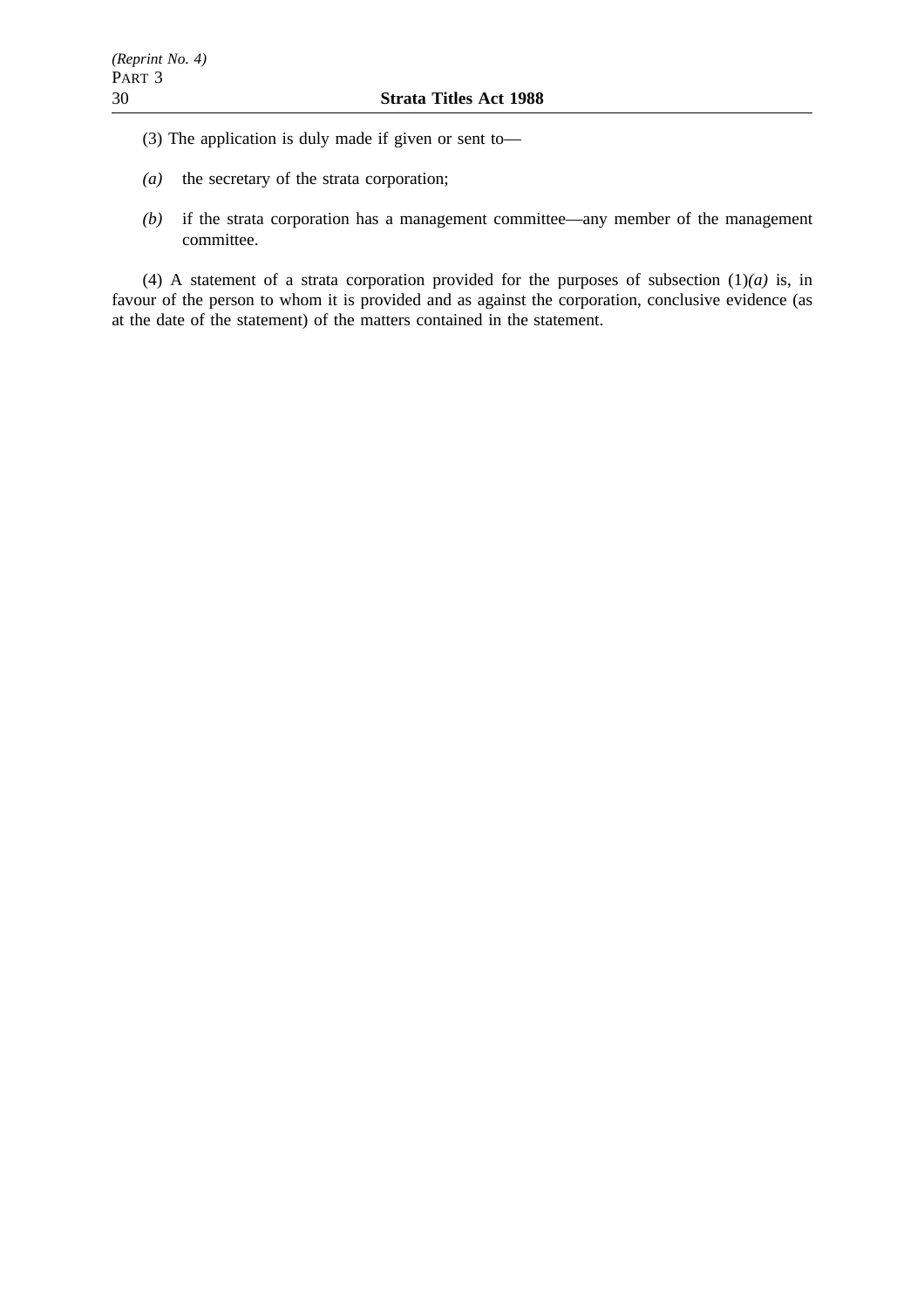(3) The application is duly made if given or sent to—

*(a)* the secretary of the strata corporation;

*(b)* if the strata corporation has a management committee—any member of the management committee.

(4) A statement of a strata corporation provided for the purposes of subsection (1)*(a)* is, in favour of the person to whom it is provided and as against the corporation, conclusive evidence (as at the date of the statement) of the matters contained in the statement.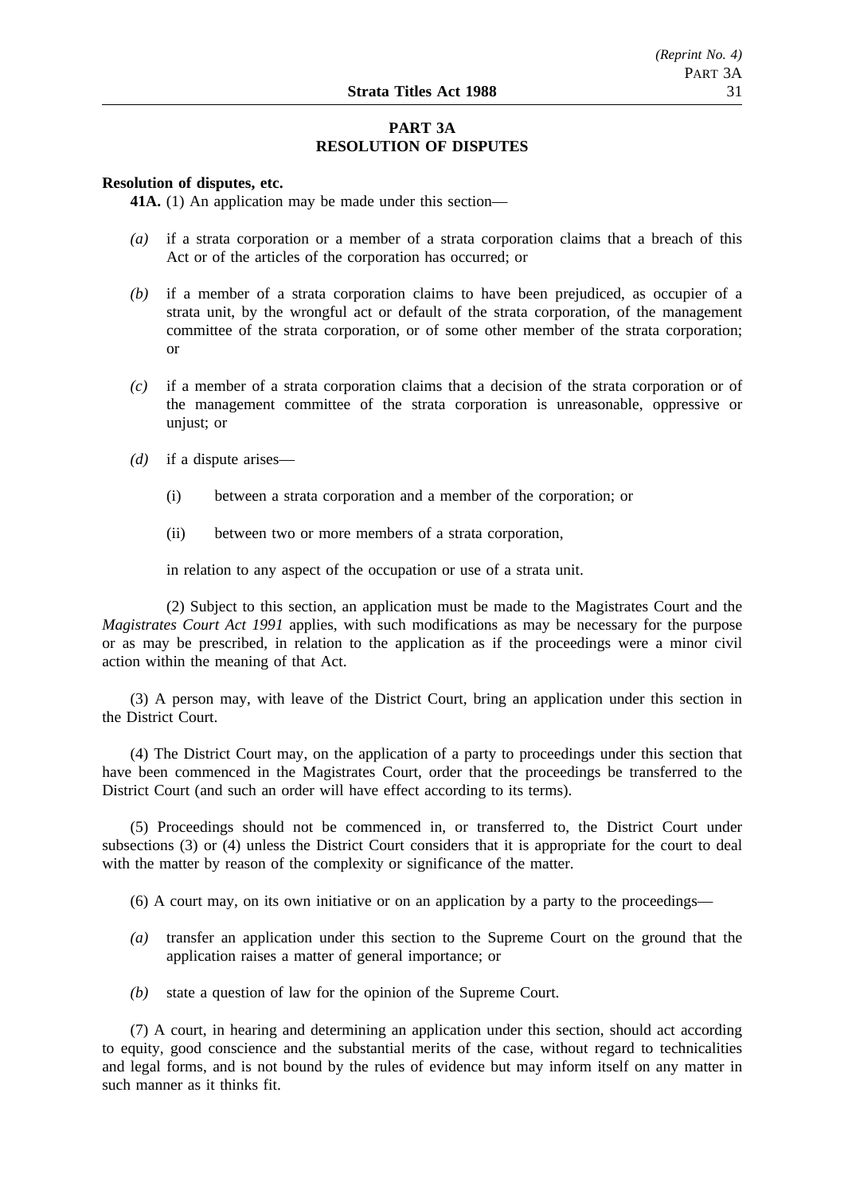## PART 3A
## RESOLUTION OF DISPUTES

**Resolution of disputes, etc.**

**41A.** (1) An application may be made under this section—

*(a)* if a strata corporation or a member of a strata corporation claims that a breach of this Act or of the articles of the corporation has occurred; or

*(b)* if a member of a strata corporation claims to have been prejudiced, as occupier of a strata unit, by the wrongful act or default of the strata corporation, of the management committee of the strata corporation, or of some other member of the strata corporation; or

*(c)* if a member of a strata corporation claims that a decision of the strata corporation or of the management committee of the strata corporation is unreasonable, oppressive or unjust; or

*(d)* if a dispute arises—

(i) between a strata corporation and a member of the corporation; or

(ii) between two or more members of a strata corporation,

in relation to any aspect of the occupation or use of a strata unit.

(2) Subject to this section, an application must be made to the Magistrates Court and the *Magistrates Court Act 1991* applies, with such modifications as may be necessary for the purpose or as may be prescribed, in relation to the application as if the proceedings were a minor civil action within the meaning of that Act.

(3) A person may, with leave of the District Court, bring an application under this section in the District Court.

(4) The District Court may, on the application of a party to proceedings under this section that have been commenced in the Magistrates Court, order that the proceedings be transferred to the District Court (and such an order will have effect according to its terms).

(5) Proceedings should not be commenced in, or transferred to, the District Court under subsections (3) or (4) unless the District Court considers that it is appropriate for the court to deal with the matter by reason of the complexity or significance of the matter.

(6) A court may, on its own initiative or on an application by a party to the proceedings—

*(a)* transfer an application under this section to the Supreme Court on the ground that the application raises a matter of general importance; or

*(b)* state a question of law for the opinion of the Supreme Court.

(7) A court, in hearing and determining an application under this section, should act according to equity, good conscience and the substantial merits of the case, without regard to technicalities and legal forms, and is not bound by the rules of evidence but may inform itself on any matter in such manner as it thinks fit.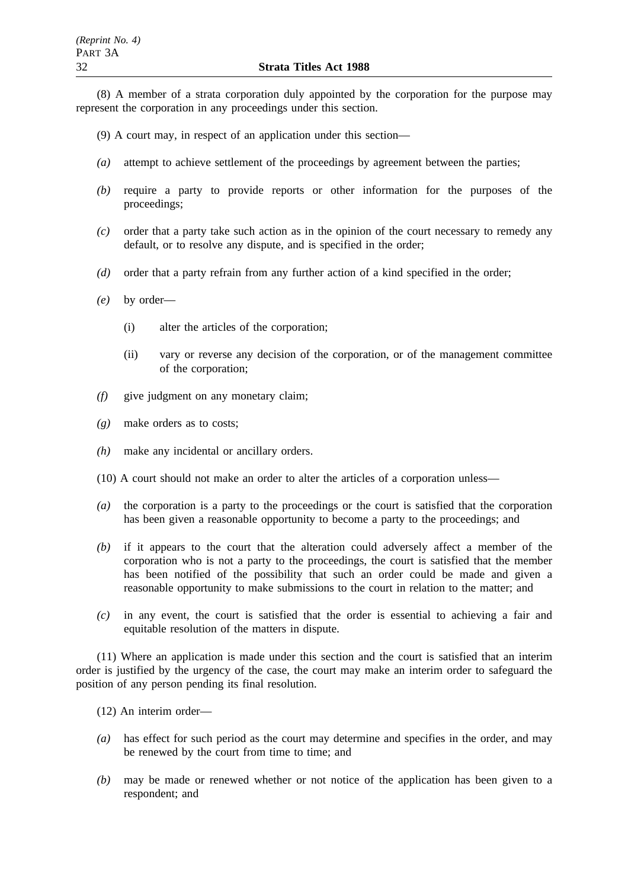(8) A member of a strata corporation duly appointed by the corporation for the purpose may represent the corporation in any proceedings under this section.

(9) A court may, in respect of an application under this section—

*(a)* attempt to achieve settlement of the proceedings by agreement between the parties;

*(b)* require a party to provide reports or other information for the purposes of the proceedings;

*(c)* order that a party take such action as in the opinion of the court necessary to remedy any default, or to resolve any dispute, and is specified in the order;

*(d)* order that a party refrain from any further action of a kind specified in the order;

*(e)* by order—

(i) alter the articles of the corporation;

(ii) vary or reverse any decision of the corporation, or of the management committee of the corporation;

*(f)* give judgment on any monetary claim;

*(g)* make orders as to costs;

*(h)* make any incidental or ancillary orders.

(10) A court should not make an order to alter the articles of a corporation unless—

*(a)* the corporation is a party to the proceedings or the court is satisfied that the corporation has been given a reasonable opportunity to become a party to the proceedings; and

*(b)* if it appears to the court that the alteration could adversely affect a member of the corporation who is not a party to the proceedings, the court is satisfied that the member has been notified of the possibility that such an order could be made and given a reasonable opportunity to make submissions to the court in relation to the matter; and

*(c)* in any event, the court is satisfied that the order is essential to achieving a fair and equitable resolution of the matters in dispute.

(11) Where an application is made under this section and the court is satisfied that an interim order is justified by the urgency of the case, the court may make an interim order to safeguard the position of any person pending its final resolution.

(12) An interim order—

*(a)* has effect for such period as the court may determine and specifies in the order, and may be renewed by the court from time to time; and

*(b)* may be made or renewed whether or not notice of the application has been given to a respondent; and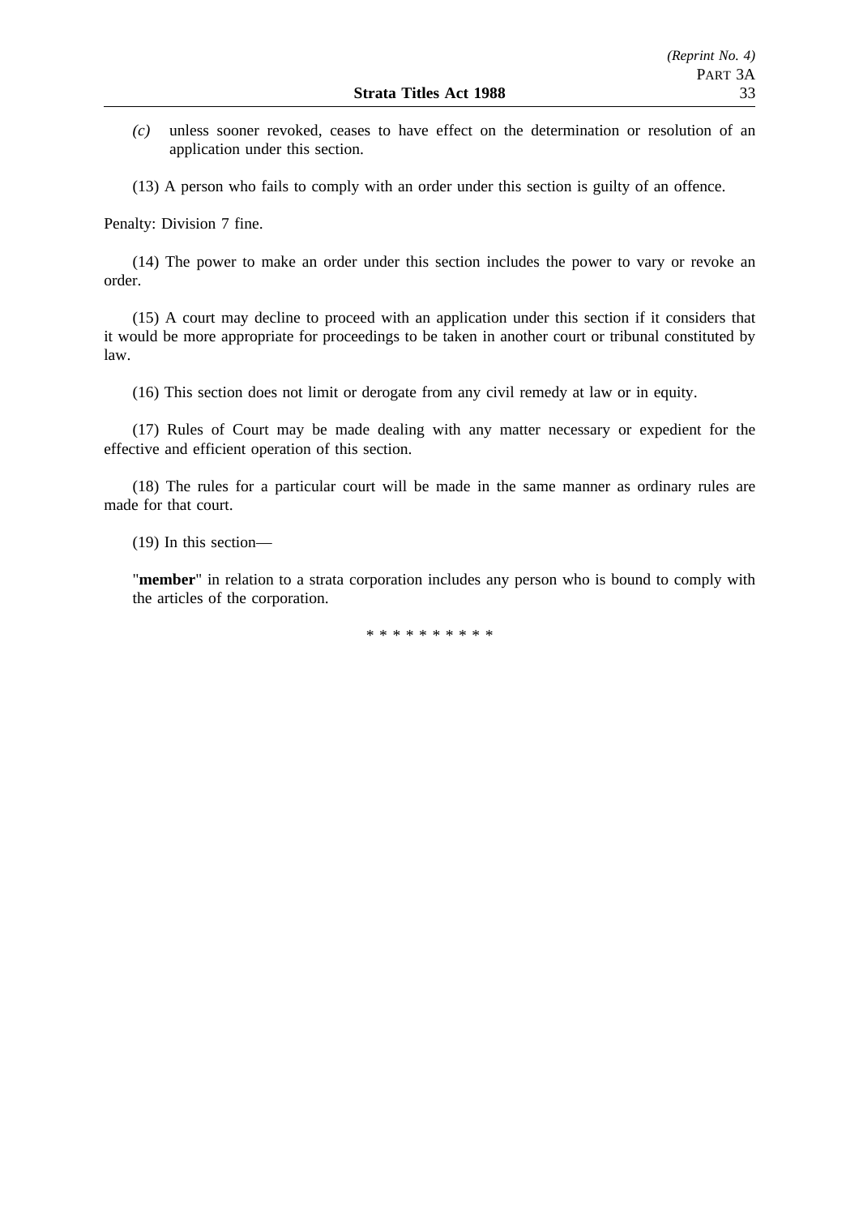*(c)* unless sooner revoked, ceases to have effect on the determination or resolution of an application under this section.

(13) A person who fails to comply with an order under this section is guilty of an offence.

Penalty: Division 7 fine.

(14) The power to make an order under this section includes the power to vary or revoke an order.

(15) A court may decline to proceed with an application under this section if it considers that it would be more appropriate for proceedings to be taken in another court or tribunal constituted by law.

(16) This section does not limit or derogate from any civil remedy at law or in equity.

(17) Rules of Court may be made dealing with any matter necessary or expedient for the effective and efficient operation of this section.

(18) The rules for a particular court will be made in the same manner as ordinary rules are made for that court.

(19) In this section—

"**member**" in relation to a strata corporation includes any person who is bound to comply with the articles of the corporation.

* * * * * * * * * *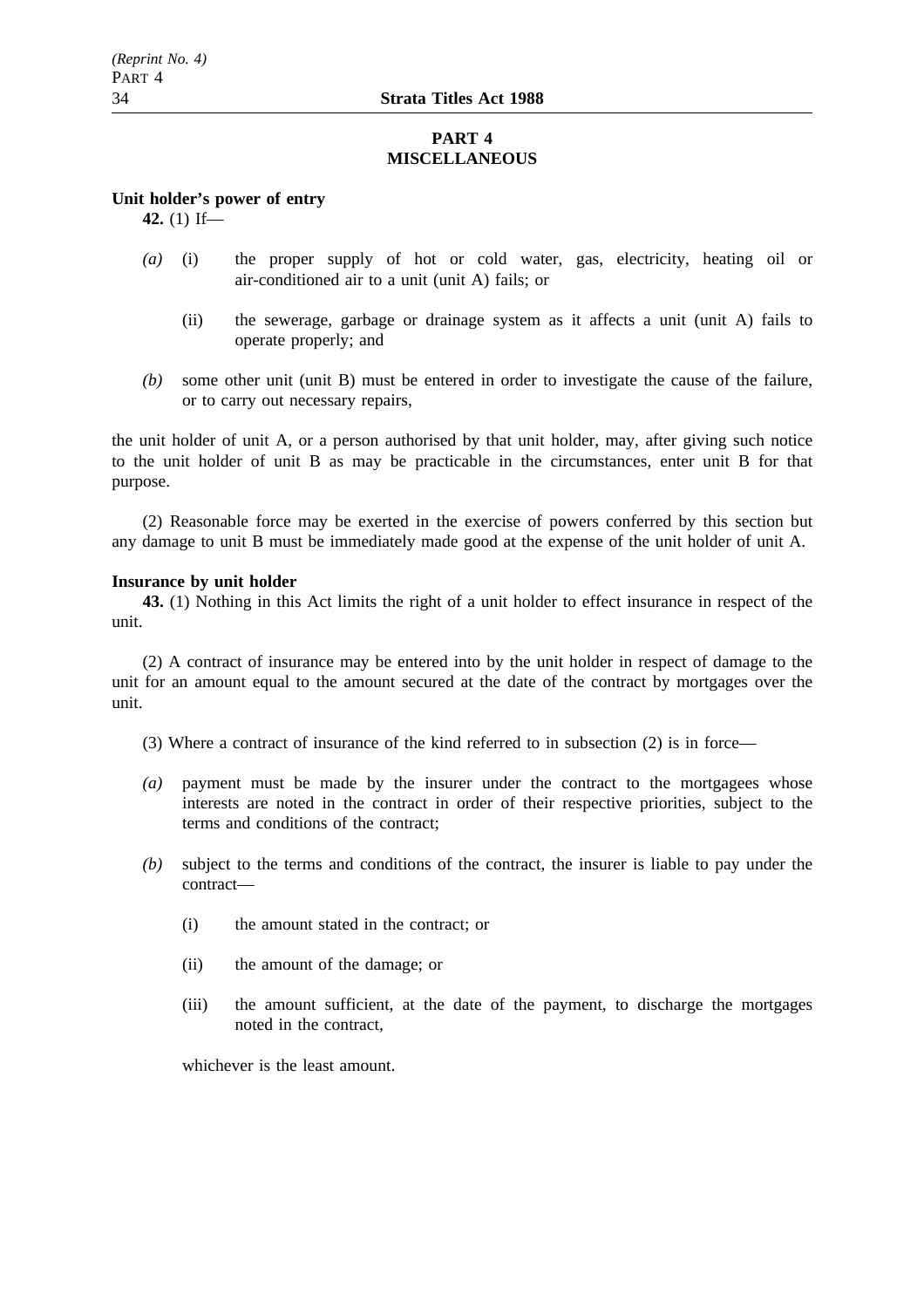## PART 4
## MISCELLANEOUS

**Unit holder's power of entry**

**42.** (1) If—

*(a)* (i) the proper supply of hot or cold water, gas, electricity, heating oil or air-conditioned air to a unit (unit A) fails; or

(ii) the sewerage, garbage or drainage system as it affects a unit (unit A) fails to operate properly; and

*(b)* some other unit (unit B) must be entered in order to investigate the cause of the failure, or to carry out necessary repairs,

the unit holder of unit A, or a person authorised by that unit holder, may, after giving such notice to the unit holder of unit B as may be practicable in the circumstances, enter unit B for that purpose.

(2) Reasonable force may be exerted in the exercise of powers conferred by this section but any damage to unit B must be immediately made good at the expense of the unit holder of unit A.

**Insurance by unit holder**

**43.** (1) Nothing in this Act limits the right of a unit holder to effect insurance in respect of the unit.

(2) A contract of insurance may be entered into by the unit holder in respect of damage to the unit for an amount equal to the amount secured at the date of the contract by mortgages over the unit.

(3) Where a contract of insurance of the kind referred to in subsection (2) is in force—

*(a)* payment must be made by the insurer under the contract to the mortgagees whose interests are noted in the contract in order of their respective priorities, subject to the terms and conditions of the contract;

*(b)* subject to the terms and conditions of the contract, the insurer is liable to pay under the contract—

(i) the amount stated in the contract; or

(ii) the amount of the damage; or

(iii) the amount sufficient, at the date of the payment, to discharge the mortgages noted in the contract,

whichever is the least amount.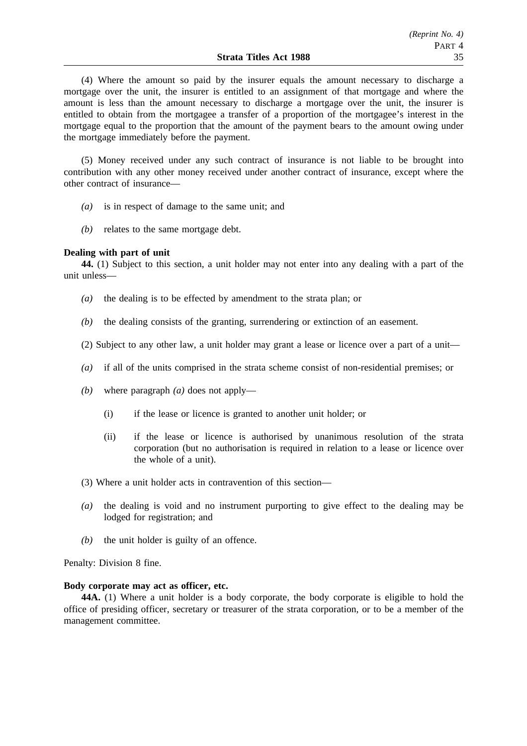(4) Where the amount so paid by the insurer equals the amount necessary to discharge a mortgage over the unit, the insurer is entitled to an assignment of that mortgage and where the amount is less than the amount necessary to discharge a mortgage over the unit, the insurer is entitled to obtain from the mortgagee a transfer of a proportion of the mortgagee's interest in the mortgage equal to the proportion that the amount of the payment bears to the amount owing under the mortgage immediately before the payment.

(5) Money received under any such contract of insurance is not liable to be brought into contribution with any other money received under another contract of insurance, except where the other contract of insurance—

*(a)* is in respect of damage to the same unit; and

*(b)* relates to the same mortgage debt.

**Dealing with part of unit**

**44.** (1) Subject to this section, a unit holder may not enter into any dealing with a part of the unit unless—

*(a)* the dealing is to be effected by amendment to the strata plan; or

*(b)* the dealing consists of the granting, surrendering or extinction of an easement.

(2) Subject to any other law, a unit holder may grant a lease or licence over a part of a unit—

*(a)* if all of the units comprised in the strata scheme consist of non-residential premises; or

*(b)* where paragraph *(a)* does not apply—

(i) if the lease or licence is granted to another unit holder; or

(ii) if the lease or licence is authorised by unanimous resolution of the strata corporation (but no authorisation is required in relation to a lease or licence over the whole of a unit).

(3) Where a unit holder acts in contravention of this section—

*(a)* the dealing is void and no instrument purporting to give effect to the dealing may be lodged for registration; and

*(b)* the unit holder is guilty of an offence.

Penalty: Division 8 fine.

**Body corporate may act as officer, etc.**

**44A.** (1) Where a unit holder is a body corporate, the body corporate is eligible to hold the office of presiding officer, secretary or treasurer of the strata corporation, or to be a member of the management committee.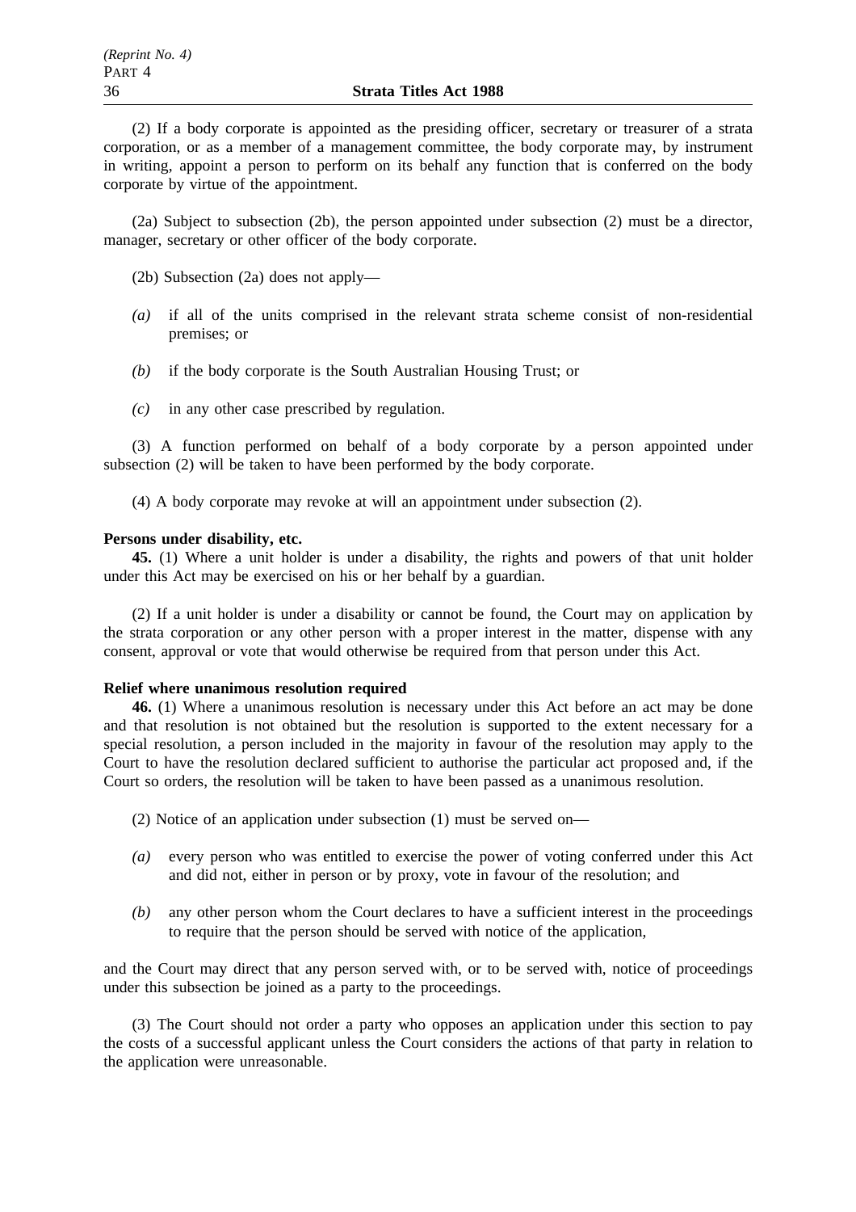(2) If a body corporate is appointed as the presiding officer, secretary or treasurer of a strata corporation, or as a member of a management committee, the body corporate may, by instrument in writing, appoint a person to perform on its behalf any function that is conferred on the body corporate by virtue of the appointment.

(2a) Subject to subsection (2b), the person appointed under subsection (2) must be a director, manager, secretary or other officer of the body corporate.

(2b) Subsection (2a) does not apply—

*(a)* if all of the units comprised in the relevant strata scheme consist of non-residential premises; or

*(b)* if the body corporate is the South Australian Housing Trust; or

*(c)* in any other case prescribed by regulation.

(3) A function performed on behalf of a body corporate by a person appointed under subsection (2) will be taken to have been performed by the body corporate.

(4) A body corporate may revoke at will an appointment under subsection (2).

**Persons under disability, etc.**

**45.** (1) Where a unit holder is under a disability, the rights and powers of that unit holder under this Act may be exercised on his or her behalf by a guardian.

(2) If a unit holder is under a disability or cannot be found, the Court may on application by the strata corporation or any other person with a proper interest in the matter, dispense with any consent, approval or vote that would otherwise be required from that person under this Act.

**Relief where unanimous resolution required**

**46.** (1) Where a unanimous resolution is necessary under this Act before an act may be done and that resolution is not obtained but the resolution is supported to the extent necessary for a special resolution, a person included in the majority in favour of the resolution may apply to the Court to have the resolution declared sufficient to authorise the particular act proposed and, if the Court so orders, the resolution will be taken to have been passed as a unanimous resolution.

(2) Notice of an application under subsection (1) must be served on—

*(a)* every person who was entitled to exercise the power of voting conferred under this Act and did not, either in person or by proxy, vote in favour of the resolution; and

*(b)* any other person whom the Court declares to have a sufficient interest in the proceedings to require that the person should be served with notice of the application,

and the Court may direct that any person served with, or to be served with, notice of proceedings under this subsection be joined as a party to the proceedings.

(3) The Court should not order a party who opposes an application under this section to pay the costs of a successful applicant unless the Court considers the actions of that party in relation to the application were unreasonable.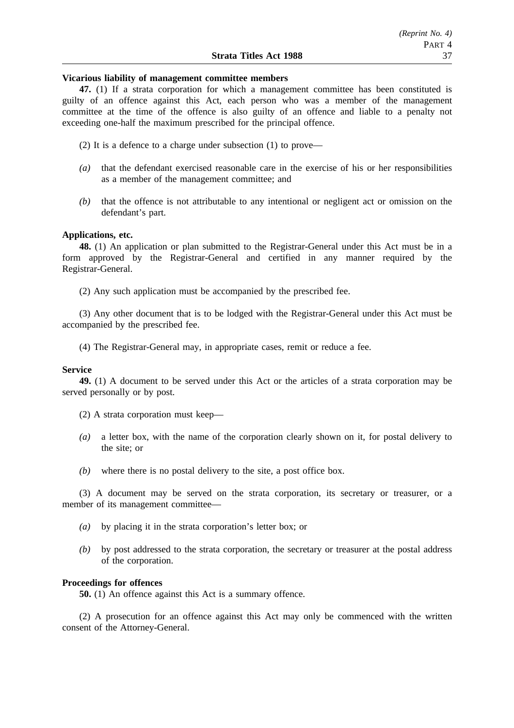**Vicarious liability of management committee members**

**47.** (1) If a strata corporation for which a management committee has been constituted is guilty of an offence against this Act, each person who was a member of the management committee at the time of the offence is also guilty of an offence and liable to a penalty not exceeding one-half the maximum prescribed for the principal offence.

(2) It is a defence to a charge under subsection (1) to prove—

*(a)* that the defendant exercised reasonable care in the exercise of his or her responsibilities as a member of the management committee; and

*(b)* that the offence is not attributable to any intentional or negligent act or omission on the defendant's part.

**Applications, etc.**

**48.** (1) An application or plan submitted to the Registrar-General under this Act must be in a form approved by the Registrar-General and certified in any manner required by the Registrar-General.

(2) Any such application must be accompanied by the prescribed fee.

(3) Any other document that is to be lodged with the Registrar-General under this Act must be accompanied by the prescribed fee.

(4) The Registrar-General may, in appropriate cases, remit or reduce a fee.

**Service**

**49.** (1) A document to be served under this Act or the articles of a strata corporation may be served personally or by post.

(2) A strata corporation must keep—

*(a)* a letter box, with the name of the corporation clearly shown on it, for postal delivery to the site; or

*(b)* where there is no postal delivery to the site, a post office box.

(3) A document may be served on the strata corporation, its secretary or treasurer, or a member of its management committee—

*(a)* by placing it in the strata corporation's letter box; or

*(b)* by post addressed to the strata corporation, the secretary or treasurer at the postal address of the corporation.

**Proceedings for offences**

**50.** (1) An offence against this Act is a summary offence.

(2) A prosecution for an offence against this Act may only be commenced with the written consent of the Attorney-General.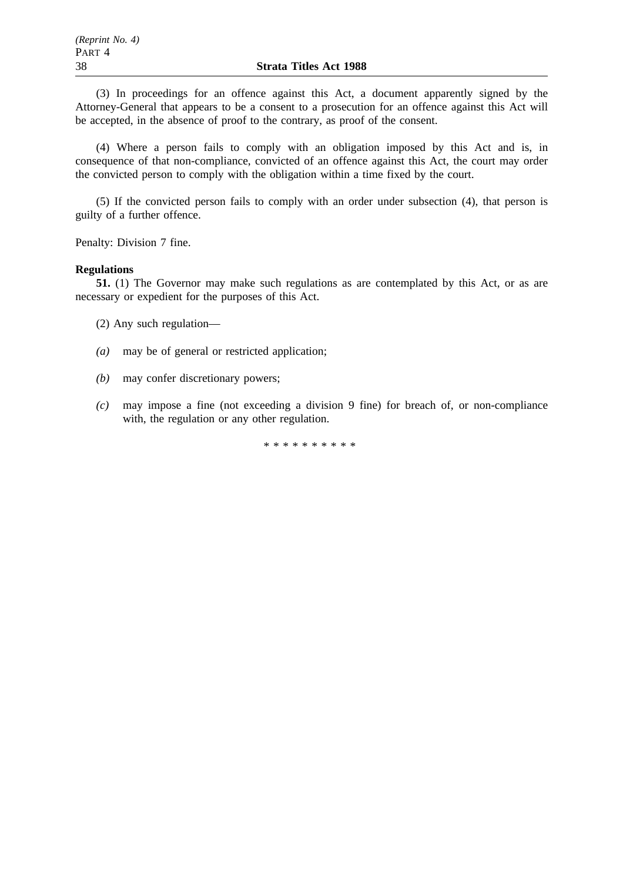(3) In proceedings for an offence against this Act, a document apparently signed by the Attorney-General that appears to be a consent to a prosecution for an offence against this Act will be accepted, in the absence of proof to the contrary, as proof of the consent.

(4) Where a person fails to comply with an obligation imposed by this Act and is, in consequence of that non-compliance, convicted of an offence against this Act, the court may order the convicted person to comply with the obligation within a time fixed by the court.

(5) If the convicted person fails to comply with an order under subsection (4), that person is guilty of a further offence.

Penalty: Division 7 fine.

**Regulations**

**51.** (1) The Governor may make such regulations as are contemplated by this Act, or as are necessary or expedient for the purposes of this Act.

(2) Any such regulation—

*(a)* may be of general or restricted application;

*(b)* may confer discretionary powers;

*(c)* may impose a fine (not exceeding a division 9 fine) for breach of, or non-compliance with, the regulation or any other regulation.

* * * * * * * * * *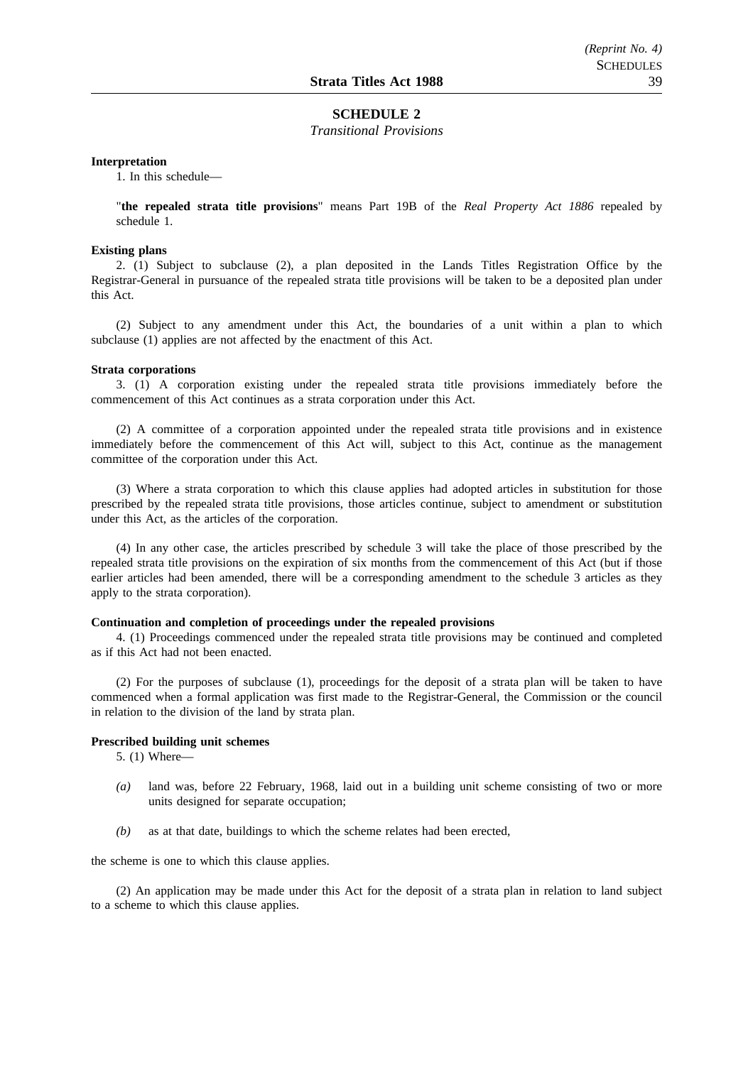## SCHEDULE 2

*Transitional Provisions*

**Interpretation**

1. In this schedule—

"**the repealed strata title provisions**" means Part 19B of the *Real Property Act 1886* repealed by schedule 1.

**Existing plans**

2. (1) Subject to subclause (2), a plan deposited in the Lands Titles Registration Office by the Registrar-General in pursuance of the repealed strata title provisions will be taken to be a deposited plan under this Act.

(2) Subject to any amendment under this Act, the boundaries of a unit within a plan to which subclause (1) applies are not affected by the enactment of this Act.

**Strata corporations**

3. (1) A corporation existing under the repealed strata title provisions immediately before the commencement of this Act continues as a strata corporation under this Act.

(2) A committee of a corporation appointed under the repealed strata title provisions and in existence immediately before the commencement of this Act will, subject to this Act, continue as the management committee of the corporation under this Act.

(3) Where a strata corporation to which this clause applies had adopted articles in substitution for those prescribed by the repealed strata title provisions, those articles continue, subject to amendment or substitution under this Act, as the articles of the corporation.

(4) In any other case, the articles prescribed by schedule 3 will take the place of those prescribed by the repealed strata title provisions on the expiration of six months from the commencement of this Act (but if those earlier articles had been amended, there will be a corresponding amendment to the schedule 3 articles as they apply to the strata corporation).

**Continuation and completion of proceedings under the repealed provisions**

4. (1) Proceedings commenced under the repealed strata title provisions may be continued and completed as if this Act had not been enacted.

(2) For the purposes of subclause (1), proceedings for the deposit of a strata plan will be taken to have commenced when a formal application was first made to the Registrar-General, the Commission or the council in relation to the division of the land by strata plan.

**Prescribed building unit schemes**

5. (1) Where—

*(a)* land was, before 22 February, 1968, laid out in a building unit scheme consisting of two or more units designed for separate occupation;

*(b)* as at that date, buildings to which the scheme relates had been erected,

the scheme is one to which this clause applies.

(2) An application may be made under this Act for the deposit of a strata plan in relation to land subject to a scheme to which this clause applies.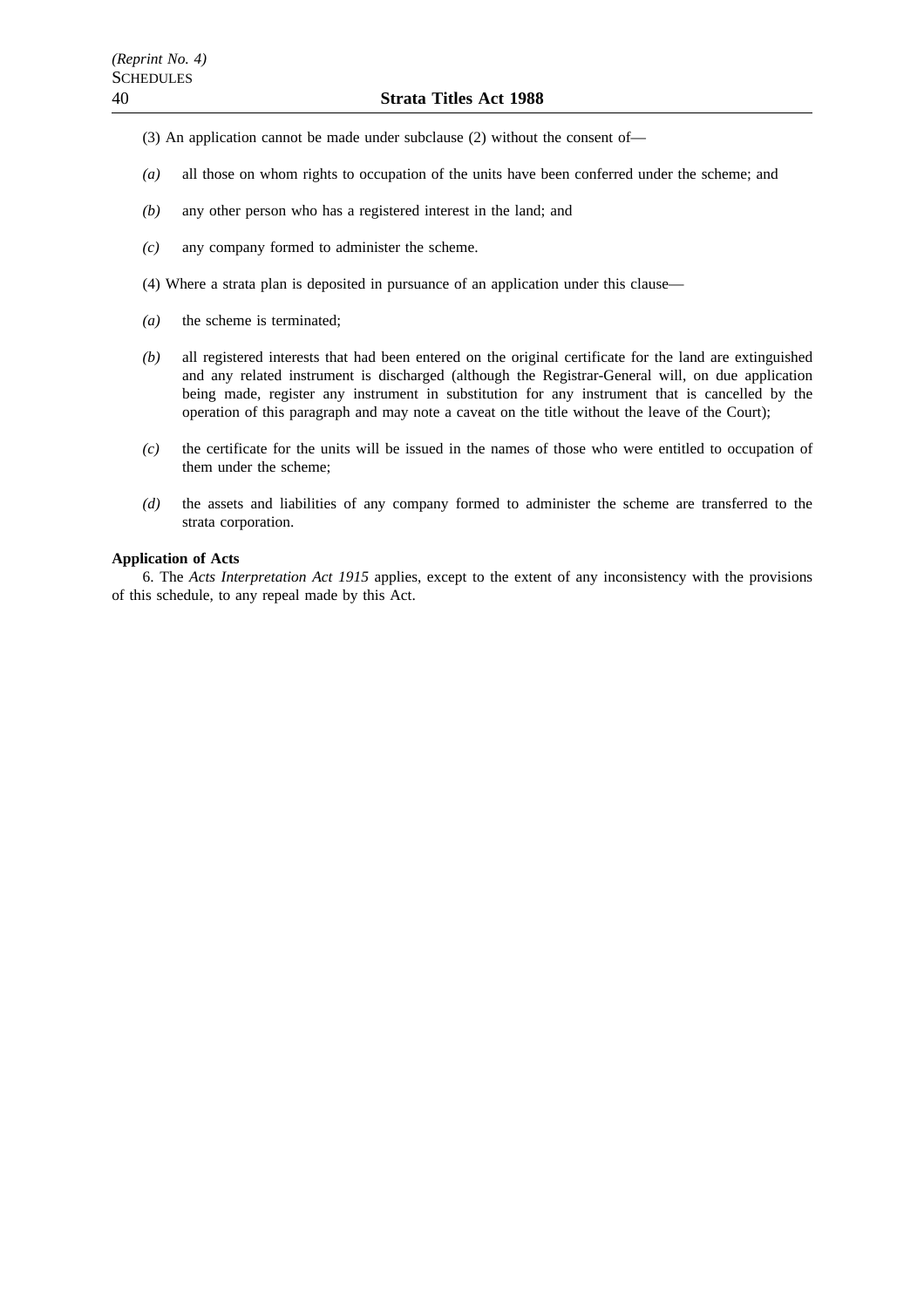(3) An application cannot be made under subclause (2) without the consent of—

*(a)* all those on whom rights to occupation of the units have been conferred under the scheme; and

*(b)* any other person who has a registered interest in the land; and

*(c)* any company formed to administer the scheme.

(4) Where a strata plan is deposited in pursuance of an application under this clause—

*(a)* the scheme is terminated;

*(b)* all registered interests that had been entered on the original certificate for the land are extinguished and any related instrument is discharged (although the Registrar-General will, on due application being made, register any instrument in substitution for any instrument that is cancelled by the operation of this paragraph and may note a caveat on the title without the leave of the Court);

*(c)* the certificate for the units will be issued in the names of those who were entitled to occupation of them under the scheme;

*(d)* the assets and liabilities of any company formed to administer the scheme are transferred to the strata corporation.

**Application of Acts**

6. The *Acts Interpretation Act 1915* applies, except to the extent of any inconsistency with the provisions of this schedule, to any repeal made by this Act.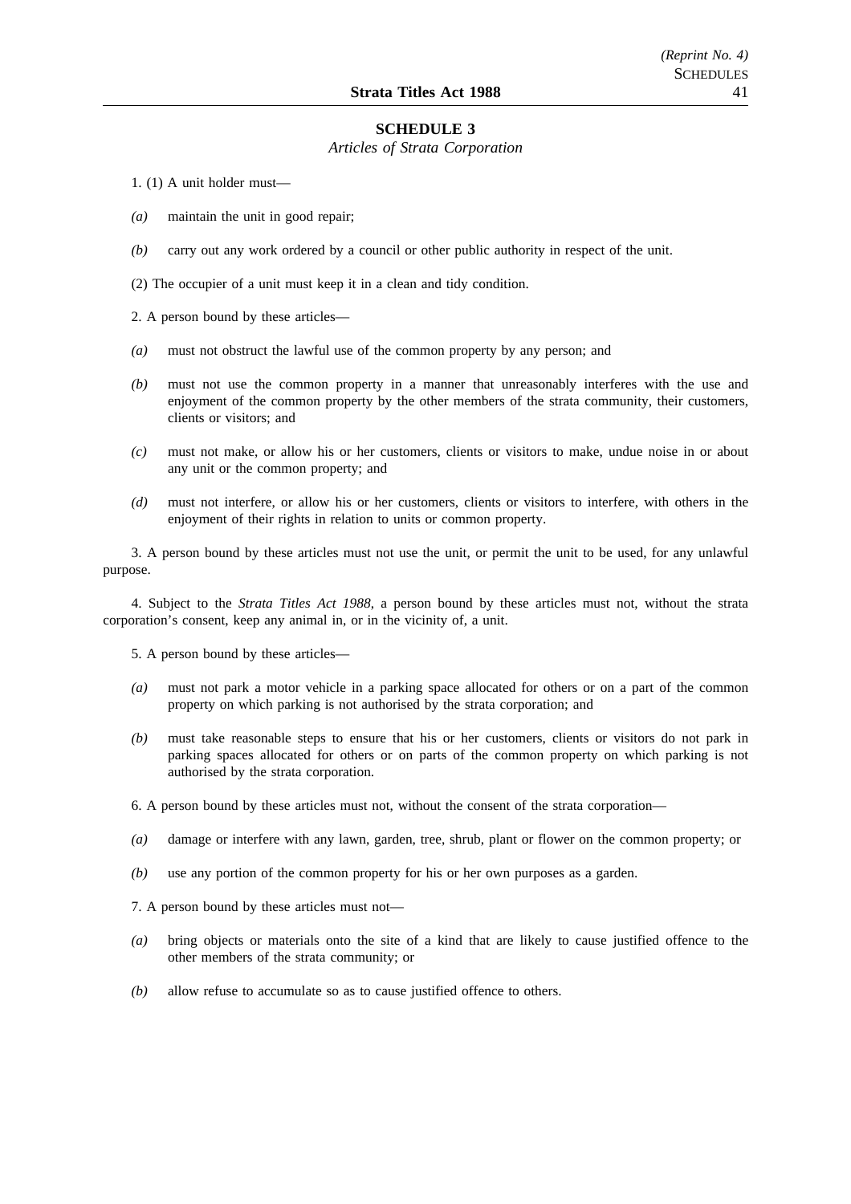## SCHEDULE 3

*Articles of Strata Corporation*

1. (1) A unit holder must—

*(a)* maintain the unit in good repair;

*(b)* carry out any work ordered by a council or other public authority in respect of the unit.

(2) The occupier of a unit must keep it in a clean and tidy condition.

2. A person bound by these articles—

*(a)* must not obstruct the lawful use of the common property by any person; and

*(b)* must not use the common property in a manner that unreasonably interferes with the use and enjoyment of the common property by the other members of the strata community, their customers, clients or visitors; and

*(c)* must not make, or allow his or her customers, clients or visitors to make, undue noise in or about any unit or the common property; and

*(d)* must not interfere, or allow his or her customers, clients or visitors to interfere, with others in the enjoyment of their rights in relation to units or common property.

3. A person bound by these articles must not use the unit, or permit the unit to be used, for any unlawful purpose.

4. Subject to the *Strata Titles Act 1988*, a person bound by these articles must not, without the strata corporation's consent, keep any animal in, or in the vicinity of, a unit.

5. A person bound by these articles—

*(a)* must not park a motor vehicle in a parking space allocated for others or on a part of the common property on which parking is not authorised by the strata corporation; and

*(b)* must take reasonable steps to ensure that his or her customers, clients or visitors do not park in parking spaces allocated for others or on parts of the common property on which parking is not authorised by the strata corporation.

6. A person bound by these articles must not, without the consent of the strata corporation—

*(a)* damage or interfere with any lawn, garden, tree, shrub, plant or flower on the common property; or

*(b)* use any portion of the common property for his or her own purposes as a garden.

7. A person bound by these articles must not—

*(a)* bring objects or materials onto the site of a kind that are likely to cause justified offence to the other members of the strata community; or

*(b)* allow refuse to accumulate so as to cause justified offence to others.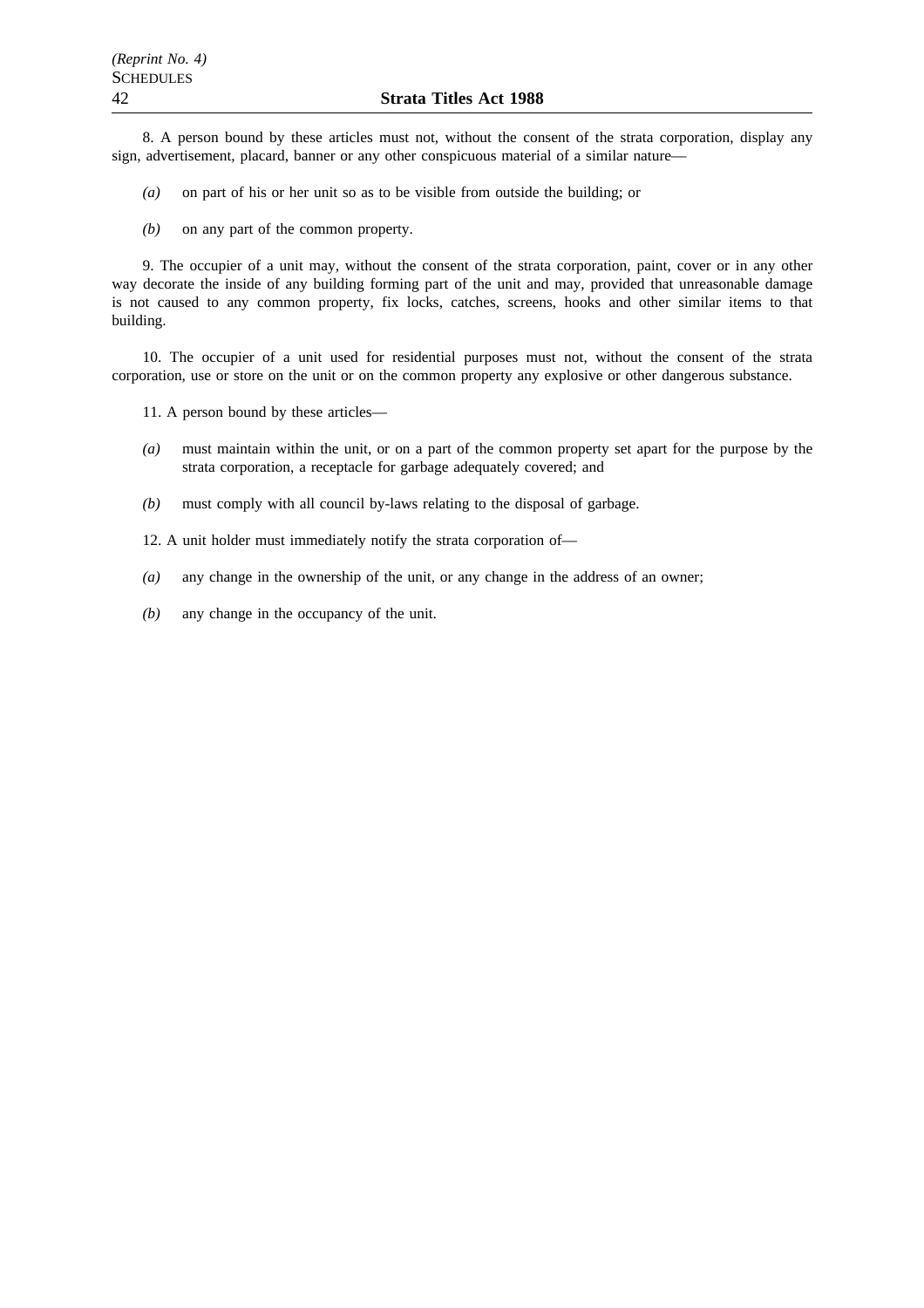8. A person bound by these articles must not, without the consent of the strata corporation, display any sign, advertisement, placard, banner or any other conspicuous material of a similar nature—

*(a)* on part of his or her unit so as to be visible from outside the building; or

*(b)* on any part of the common property.

9. The occupier of a unit may, without the consent of the strata corporation, paint, cover or in any other way decorate the inside of any building forming part of the unit and may, provided that unreasonable damage is not caused to any common property, fix locks, catches, screens, hooks and other similar items to that building.

10. The occupier of a unit used for residential purposes must not, without the consent of the strata corporation, use or store on the unit or on the common property any explosive or other dangerous substance.

11. A person bound by these articles—

*(a)* must maintain within the unit, or on a part of the common property set apart for the purpose by the strata corporation, a receptacle for garbage adequately covered; and

*(b)* must comply with all council by-laws relating to the disposal of garbage.

12. A unit holder must immediately notify the strata corporation of—

*(a)* any change in the ownership of the unit, or any change in the address of an owner;

*(b)* any change in the occupancy of the unit.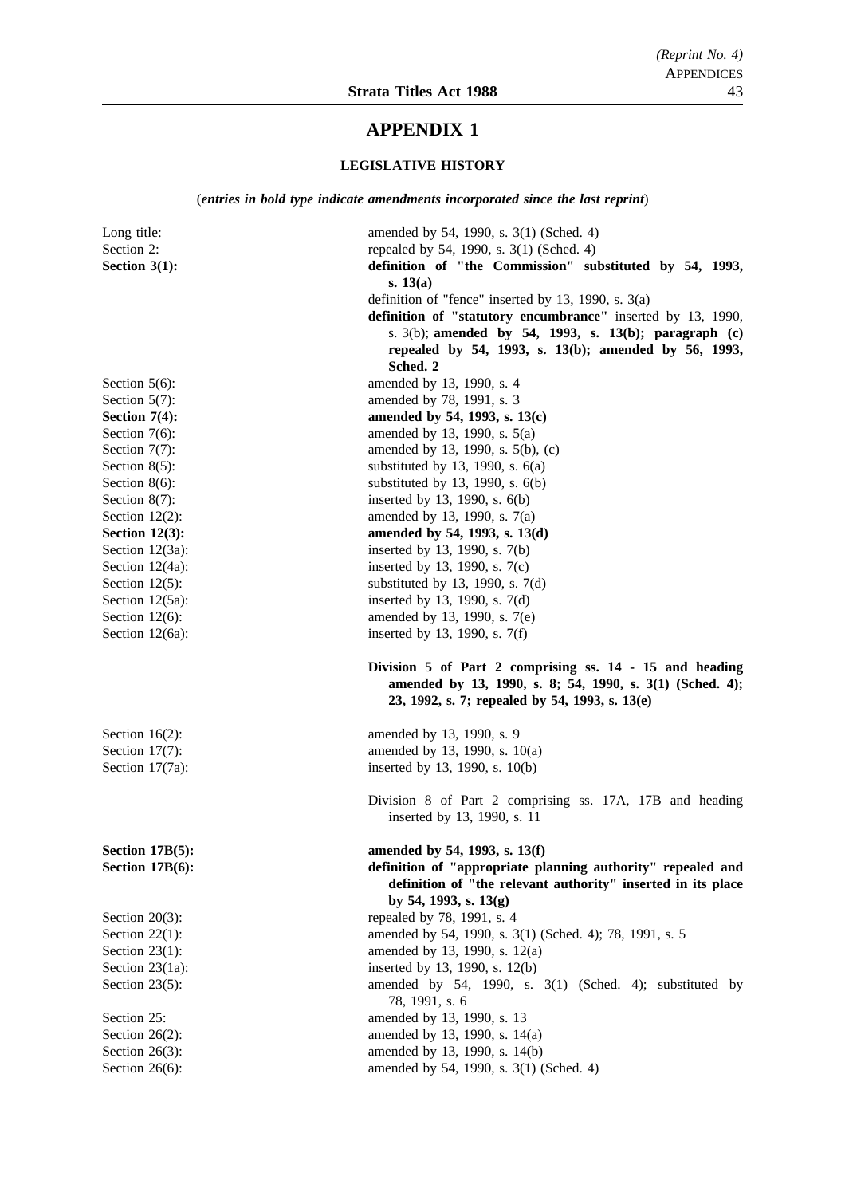# APPENDIX 1

## LEGISLATIVE HISTORY

(*entries in bold type indicate amendments incorporated since the last reprint*)

| | |
|---|---|
| Long title: | amended by 54, 1990, s. 3(1) (Sched. 4) |
| Section 2: | repealed by 54, 1990, s. 3(1) (Sched. 4) |
| **Section 3(1):** | **definition of "the Commission" substituted by 54, 1993, s. 13(a)** |
| | definition of "fence" inserted by 13, 1990, s. 3(a) |
| | **definition of "statutory encumbrance"** inserted by 13, 1990, s. 3(b); **amended by 54, 1993, s. 13(b); paragraph (c) repealed by 54, 1993, s. 13(b); amended by 56, 1993, Sched. 2** |
| Section 5(6): | amended by 13, 1990, s. 4 |
| Section 5(7): | amended by 78, 1991, s. 3 |
| **Section 7(4):** | **amended by 54, 1993, s. 13(c)** |
| Section 7(6): | amended by 13, 1990, s. 5(a) |
| Section 7(7): | amended by 13, 1990, s. 5(b), (c) |
| Section 8(5): | substituted by 13, 1990, s. 6(a) |
| Section 8(6): | substituted by 13, 1990, s. 6(b) |
| Section 8(7): | inserted by 13, 1990, s. 6(b) |
| Section 12(2): | amended by 13, 1990, s. 7(a) |
| **Section 12(3):** | **amended by 54, 1993, s. 13(d)** |
| Section 12(3a): | inserted by 13, 1990, s. 7(b) |
| Section 12(4a): | inserted by 13, 1990, s. 7(c) |
| Section 12(5): | substituted by 13, 1990, s. 7(d) |
| Section 12(5a): | inserted by 13, 1990, s. 7(d) |
| Section 12(6): | amended by 13, 1990, s. 7(e) |
| Section 12(6a): | inserted by 13, 1990, s. 7(f) |
| | **Division 5 of Part 2 comprising ss. 14 - 15 and heading amended by 13, 1990, s. 8; 54, 1990, s. 3(1) (Sched. 4); 23, 1992, s. 7; repealed by 54, 1993, s. 13(e)** |
| Section 16(2): | amended by 13, 1990, s. 9 |
| Section 17(7): | amended by 13, 1990, s. 10(a) |
| Section 17(7a): | inserted by 13, 1990, s. 10(b) |
| | Division 8 of Part 2 comprising ss. 17A, 17B and heading inserted by 13, 1990, s. 11 |
| **Section 17B(5):** | **amended by 54, 1993, s. 13(f)** |
| **Section 17B(6):** | **definition of "appropriate planning authority" repealed and definition of "the relevant authority" inserted in its place by 54, 1993, s. 13(g)** |
| Section 20(3): | repealed by 78, 1991, s. 4 |
| Section 22(1): | amended by 54, 1990, s. 3(1) (Sched. 4); 78, 1991, s. 5 |
| Section 23(1): | amended by 13, 1990, s. 12(a) |
| Section 23(1a): | inserted by 13, 1990, s. 12(b) |
| Section 23(5): | amended by 54, 1990, s. 3(1) (Sched. 4); substituted by 78, 1991, s. 6 |
| Section 25: | amended by 13, 1990, s. 13 |
| Section 26(2): | amended by 13, 1990, s. 14(a) |
| Section 26(3): | amended by 13, 1990, s. 14(b) |
| Section 26(6): | amended by 54, 1990, s. 3(1) (Sched. 4) |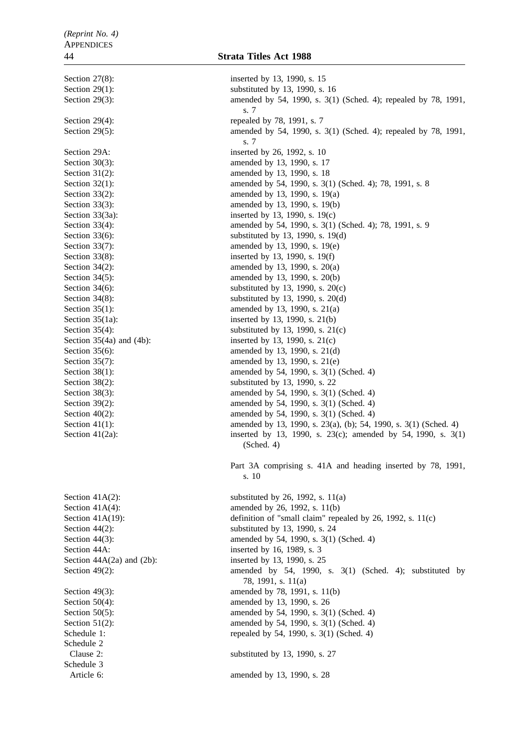| | |
|---|---|
| Section 27(8): | inserted by 13, 1990, s. 15 |
| Section 29(1): | substituted by 13, 1990, s. 16 |
| Section 29(3): | amended by 54, 1990, s. 3(1) (Sched. 4); repealed by 78, 1991, s. 7 |
| Section 29(4): | repealed by 78, 1991, s. 7 |
| Section 29(5): | amended by 54, 1990, s. 3(1) (Sched. 4); repealed by 78, 1991, s. 7 |
| Section 29A: | inserted by 26, 1992, s. 10 |
| Section 30(3): | amended by 13, 1990, s. 17 |
| Section 31(2): | amended by 13, 1990, s. 18 |
| Section 32(1): | amended by 54, 1990, s. 3(1) (Sched. 4); 78, 1991, s. 8 |
| Section 33(2): | amended by 13, 1990, s. 19(a) |
| Section 33(3): | amended by 13, 1990, s. 19(b) |
| Section 33(3a): | inserted by 13, 1990, s. 19(c) |
| Section 33(4): | amended by 54, 1990, s. 3(1) (Sched. 4); 78, 1991, s. 9 |
| Section 33(6): | substituted by 13, 1990, s. 19(d) |
| Section 33(7): | amended by 13, 1990, s. 19(e) |
| Section 33(8): | inserted by 13, 1990, s. 19(f) |
| Section 34(2): | amended by 13, 1990, s. 20(a) |
| Section 34(5): | amended by 13, 1990, s. 20(b) |
| Section 34(6): | substituted by 13, 1990, s. 20(c) |
| Section 34(8): | substituted by 13, 1990, s. 20(d) |
| Section 35(1): | amended by 13, 1990, s. 21(a) |
| Section 35(1a): | inserted by 13, 1990, s. 21(b) |
| Section 35(4): | substituted by 13, 1990, s. 21(c) |
| Section 35(4a) and (4b): | inserted by 13, 1990, s. 21(c) |
| Section 35(6): | amended by 13, 1990, s. 21(d) |
| Section 35(7): | amended by 13, 1990, s. 21(e) |
| Section 38(1): | amended by 54, 1990, s. 3(1) (Sched. 4) |
| Section 38(2): | substituted by 13, 1990, s. 22 |
| Section 38(3): | amended by 54, 1990, s. 3(1) (Sched. 4) |
| Section 39(2): | amended by 54, 1990, s. 3(1) (Sched. 4) |
| Section 40(2): | amended by 54, 1990, s. 3(1) (Sched. 4) |
| Section 41(1): | amended by 13, 1990, s. 23(a), (b); 54, 1990, s. 3(1) (Sched. 4) |
| Section 41(2a): | inserted by 13, 1990, s. 23(c); amended by 54, 1990, s. 3(1) (Sched. 4) |
| | Part 3A comprising s. 41A and heading inserted by 78, 1991, s. 10 |
| Section 41A(2): | substituted by 26, 1992, s. 11(a) |
| Section 41A(4): | amended by 26, 1992, s. 11(b) |
| Section 41A(19): | definition of "small claim" repealed by 26, 1992, s. 11(c) |
| Section 44(2): | substituted by 13, 1990, s. 24 |
| Section 44(3): | amended by 54, 1990, s. 3(1) (Sched. 4) |
| Section 44A: | inserted by 16, 1989, s. 3 |
| Section 44A(2a) and (2b): | inserted by 13, 1990, s. 25 |
| Section 49(2): | amended by 54, 1990, s. 3(1) (Sched. 4); substituted by 78, 1991, s. 11(a) |
| Section 49(3): | amended by 78, 1991, s. 11(b) |
| Section 50(4): | amended by 13, 1990, s. 26 |
| Section 50(5): | amended by 54, 1990, s. 3(1) (Sched. 4) |
| Section 51(2): | amended by 54, 1990, s. 3(1) (Sched. 4) |
| Schedule 1: | repealed by 54, 1990, s. 3(1) (Sched. 4) |
| Schedule 2 | |
| Clause 2: | substituted by 13, 1990, s. 27 |
| Schedule 3 | |
| Article 6: | amended by 13, 1990, s. 28 |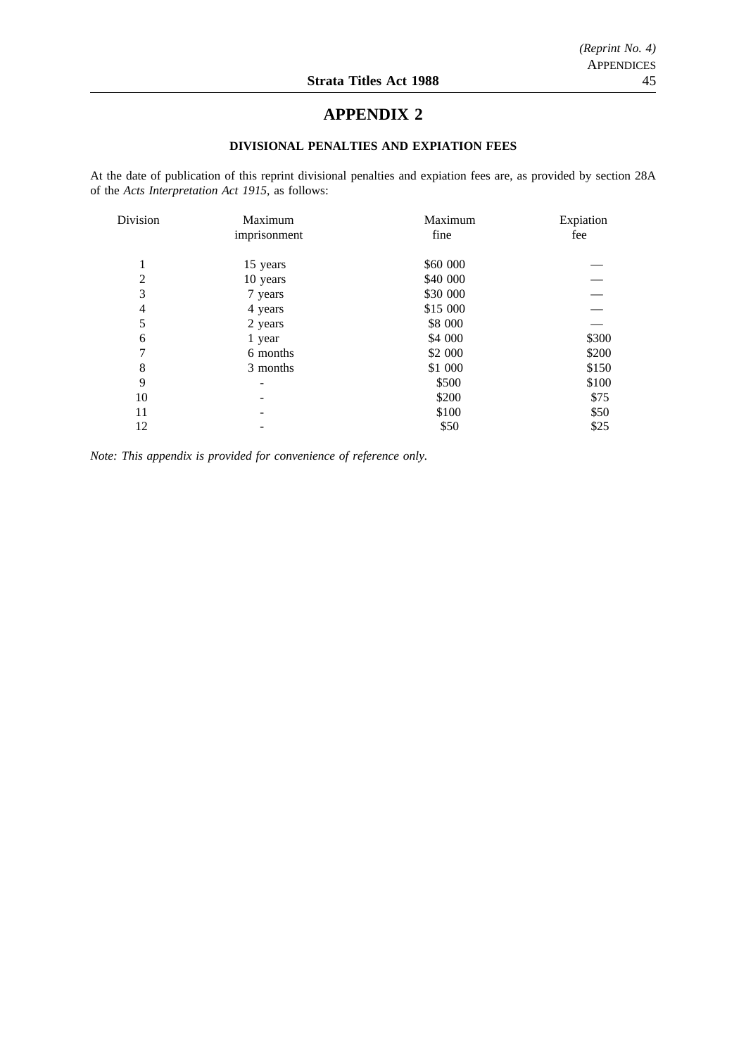# APPENDIX 2

### DIVISIONAL PENALTIES AND EXPIATION FEES

At the date of publication of this reprint divisional penalties and expiation fees are, as provided by section 28A of the *Acts Interpretation Act 1915*, as follows:

| Division | Maximum imprisonment | Maximum fine | Expiation fee |
|---|---|---|---|
| 1 | 15 years | $60 000 | — |
| 2 | 10 years | $40 000 | — |
| 3 | 7 years | $30 000 | — |
| 4 | 4 years | $15 000 | — |
| 5 | 2 years | $8 000 | — |
| 6 | 1 year | $4 000 | $300 |
| 7 | 6 months | $2 000 | $200 |
| 8 | 3 months | $1 000 | $150 |
| 9 | - | $500 | $100 |
| 10 | - | $200 | $75 |
| 11 | - | $100 | $50 |
| 12 | - | $50 | $25 |

*Note: This appendix is provided for convenience of reference only.*